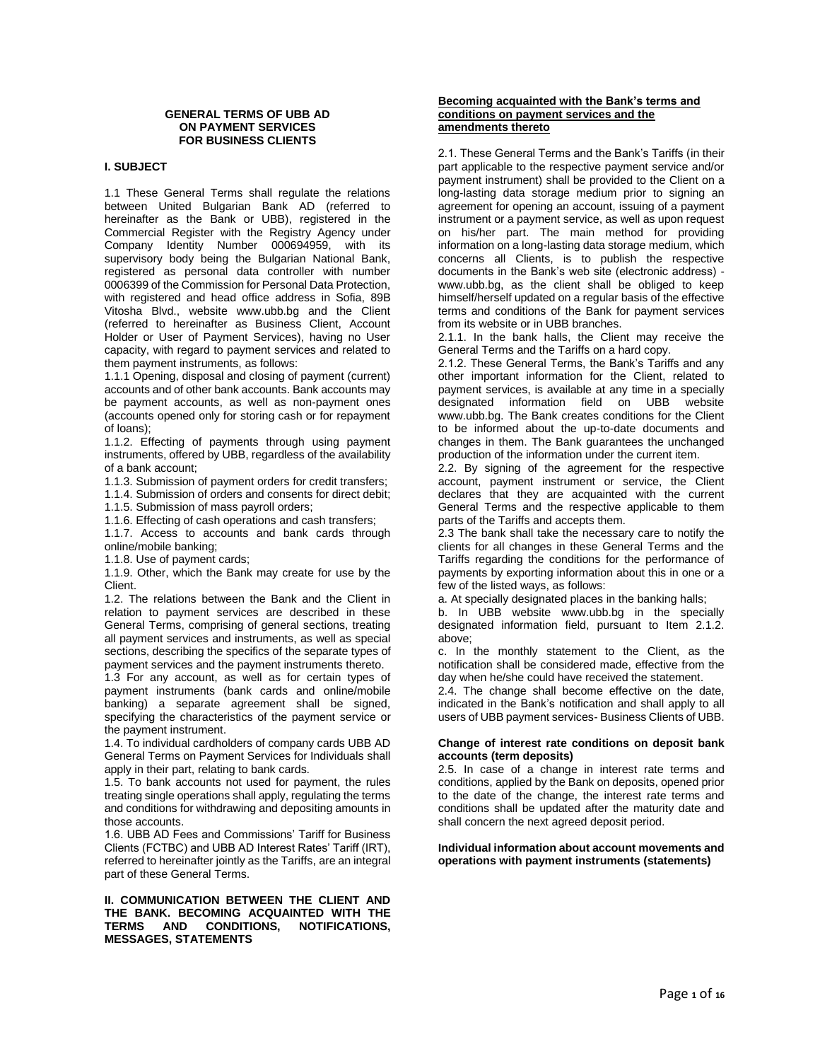# GENERAL TERMS OF UBB AD ON PAYMENT SERVICES FOR BUSINESS CLIENTS

## I. SUBJECT

1.1 These General Terms shall regulate the relations between United Bulgarian Bank AD (referred to hereinafter as the Bank or UBB), registered in the Commercial Register with the Registry Agency under Company Identity Number 000694959, with its supervisory body being the Bulgarian National Bank, registered as personal data controller with number 0006399 of the Commission for Personal Data Protection, with registered and head office address in Sofia, 89B Vitosha Blvd., website www.ubb.bg and the Client (referred to hereinafter as Business Client, Account Holder or User of Payment Services), having no User capacity, with regard to payment services and related to them payment instruments, as follows:

1.1.1 Opening, disposal and closing of payment (current) accounts and of other bank accounts. Bank accounts may be payment accounts, as well as non-payment ones (accounts opened only for storing cash or for repayment of loans);

1.1.2. Effecting of payments through using payment instruments, offered by UBB, regardless of the availability of a bank account;

1.1.3. Submission of payment orders for credit transfers;

1.1.4. Submission of orders and consents for direct debit;

1.1.5. Submission of mass payroll orders;

1.1.6. Effecting of cash operations and cash transfers;

1.1.7. Access to accounts and bank cards through online/mobile banking;

1.1.8. Use of payment cards;

1.1.9. Other, which the Bank may create for use by the Client.

1.2. The relations between the Bank and the Client in relation to payment services are described in these General Terms, comprising of general sections, treating all payment services and instruments, as well as special sections, describing the specifics of the separate types of payment services and the payment instruments thereto.

1.3 For any account, as well as for certain types of payment instruments (bank cards and online/mobile banking) a separate agreement shall be signed, specifying the characteristics of the payment service or the payment instrument.

1.4. To individual cardholders of company cards UBB AD General Terms on Payment Services for Individuals shall apply in their part, relating to bank cards.

1.5. To bank accounts not used for payment, the rules treating single operations shall apply, regulating the terms and conditions for withdrawing and depositing amounts in those accounts.

1.6. UBB AD Fees and Commissions' Tariff for Business Clients (FCTBC) and UBB AD Interest Rates' Tariff (IRT), referred to hereinafter jointly as the Tariffs, are an integral part of these General Terms.

## II. COMMUNICATION BETWEEN THE CLIENT AND THE BANK. BECOMING ACQUAINTED WITH THE TERMS AND CONDITIONS, NOTIFICATIONS, MESSAGES, STATEMENTS

**Becoming acquainted with the Bank's terms and conditions on payment services and the amendments thereto**

2.1. These General Terms and the Bank's Tariffs (in their part applicable to the respective payment service and/or payment instrument) shall be provided to the Client on a long-lasting data storage medium prior to signing an agreement for opening an account, issuing of a payment instrument or a payment service, as well as upon request on his/her part. The main method for providing information on a long-lasting data storage medium, which concerns all Clients, is to publish the respective documents in the Bank's web site (electronic address) - www.ubb.bg, as the client shall be obliged to keep himself/herself updated on a regular basis of the effective terms and conditions of the Bank for payment services from its website or in UBB branches.

2.1.1. In the bank halls, the Client may receive the General Terms and the Tariffs on a hard copy.

2.1.2. These General Terms, the Bank's Tariffs and any other important information for the Client, related to payment services, is available at any time in a specially designated information field on UBB website www.ubb.bg. The Bank creates conditions for the Client to be informed about the up-to-date documents and changes in them. The Bank guarantees the unchanged production of the information under the current item.

2.2. By signing of the agreement for the respective account, payment instrument or service, the Client declares that they are acquainted with the current General Terms and the respective applicable to them parts of the Tariffs and accepts them.

2.3 The bank shall take the necessary care to notify the clients for all changes in these General Terms and the Tariffs regarding the conditions for the performance of payments by exporting information about this in one or a few of the listed ways, as follows:

a. At specially designated places in the banking halls;

b. In UBB website www.ubb.bg in the specially designated information field, pursuant to Item 2.1.2. above;

c. In the monthly statement to the Client, as the notification shall be considered made, effective from the day when he/she could have received the statement.

2.4. The change shall become effective on the date, indicated in the Bank's notification and shall apply to all users of UBB payment services- Business Clients of UBB.

**Change of interest rate conditions on deposit bank accounts (term deposits)**

2.5. In case of a change in interest rate terms and conditions, applied by the Bank on deposits, opened prior to the date of the change, the interest rate terms and conditions shall be updated after the maturity date and shall concern the next agreed deposit period.

**Individual information about account movements and operations with payment instruments (statements)**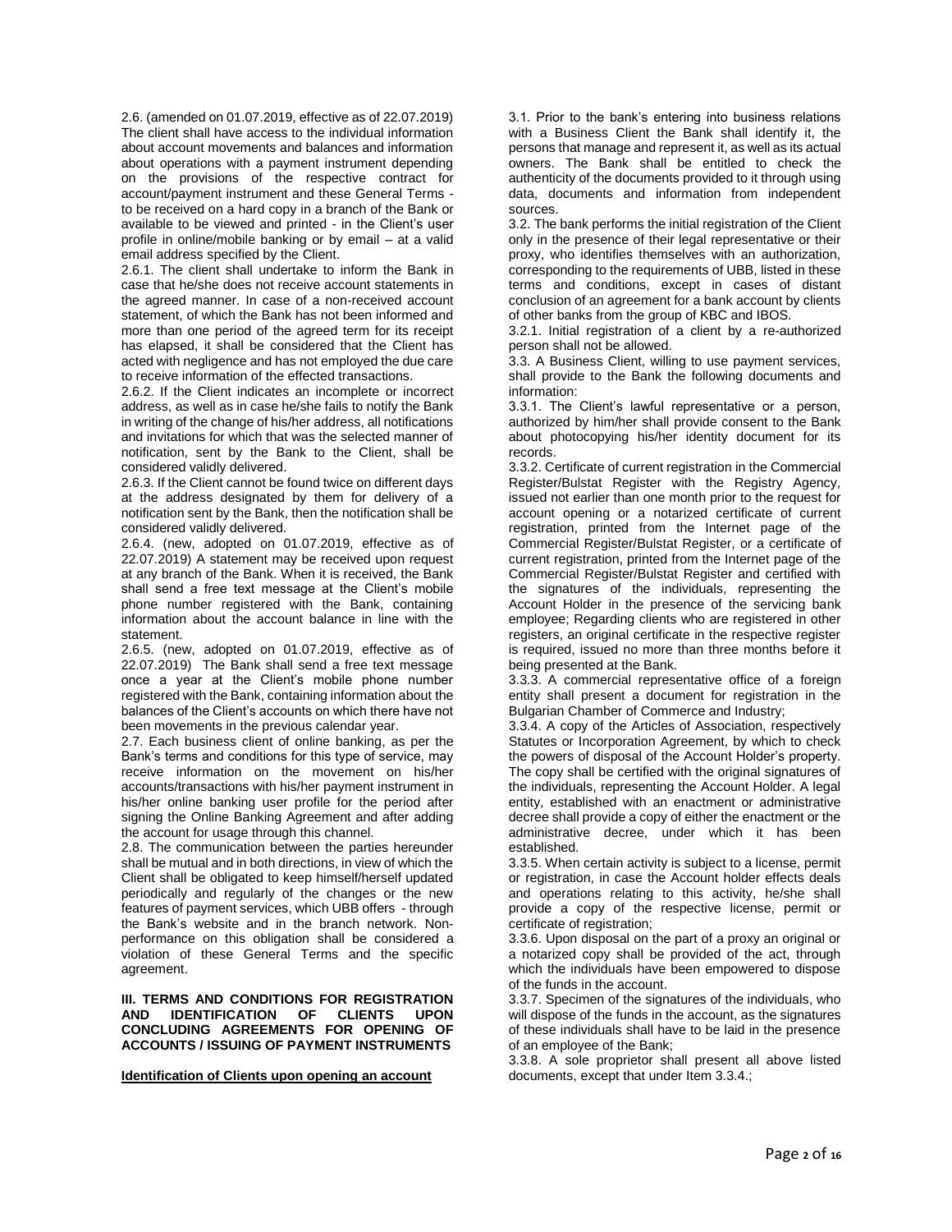2.6. (amended on 01.07.2019, effective as of 22.07.2019) The client shall have access to the individual information about account movements and balances and information about operations with a payment instrument depending on the provisions of the respective contract for account/payment instrument and these General Terms - to be received on a hard copy in a branch of the Bank or available to be viewed and printed - in the Client's user profile in online/mobile banking or by email – at a valid email address specified by the Client.

2.6.1. The client shall undertake to inform the Bank in case that he/she does not receive account statements in the agreed manner. In case of a non-received account statement, of which the Bank has not been informed and more than one period of the agreed term for its receipt has elapsed, it shall be considered that the Client has acted with negligence and has not employed the due care to receive information of the effected transactions.

2.6.2. If the Client indicates an incomplete or incorrect address, as well as in case he/she fails to notify the Bank in writing of the change of his/her address, all notifications and invitations for which that was the selected manner of notification, sent by the Bank to the Client, shall be considered validly delivered.

2.6.3. If the Client cannot be found twice on different days at the address designated by them for delivery of a notification sent by the Bank, then the notification shall be considered validly delivered.

2.6.4. (new, adopted on 01.07.2019, effective as of 22.07.2019) A statement may be received upon request at any branch of the Bank. When it is received, the Bank shall send a free text message at the Client's mobile phone number registered with the Bank, containing information about the account balance in line with the statement.

2.6.5. (new, adopted on 01.07.2019, effective as of 22.07.2019) The Bank shall send a free text message once a year at the Client's mobile phone number registered with the Bank, containing information about the balances of the Client's accounts on which there have not been movements in the previous calendar year.

2.7. Each business client of online banking, as per the Bank's terms and conditions for this type of service, may receive information on the movement on his/her accounts/transactions with his/her payment instrument in his/her online banking user profile for the period after signing the Online Banking Agreement and after adding the account for usage through this channel.

2.8. The communication between the parties hereunder shall be mutual and in both directions, in view of which the Client shall be obligated to keep himself/herself updated periodically and regularly of the changes or the new features of payment services, which UBB offers - through the Bank's website and in the branch network. Non-performance on this obligation shall be considered a violation of these General Terms and the specific agreement.

## III. TERMS AND CONDITIONS FOR REGISTRATION AND IDENTIFICATION OF CLIENTS UPON CONCLUDING AGREEMENTS FOR OPENING OF ACCOUNTS / ISSUING OF PAYMENT INSTRUMENTS

**Identification of Clients upon opening an account**

3.1. Prior to the bank's entering into business relations with a Business Client the Bank shall identify it, the persons that manage and represent it, as well as its actual owners. The Bank shall be entitled to check the authenticity of the documents provided to it through using data, documents and information from independent sources.

3.2. The bank performs the initial registration of the Client only in the presence of their legal representative or their proxy, who identifies themselves with an authorization, corresponding to the requirements of UBB, listed in these terms and conditions, except in cases of distant conclusion of an agreement for a bank account by clients of other banks from the group of KBC and IBOS.

3.2.1. Initial registration of a client by a re-authorized person shall not be allowed.

3.3. A Business Client, willing to use payment services, shall provide to the Bank the following documents and information:

3.3.1. The Client's lawful representative or a person, authorized by him/her shall provide consent to the Bank about photocopying his/her identity document for its records.

3.3.2. Certificate of current registration in the Commercial Register/Bulstat Register with the Registry Agency, issued not earlier than one month prior to the request for account opening or a notarized certificate of current registration, printed from the Internet page of the Commercial Register/Bulstat Register, or a certificate of current registration, printed from the Internet page of the Commercial Register/Bulstat Register and certified with the signatures of the individuals, representing the Account Holder in the presence of the servicing bank employee; Regarding clients who are registered in other registers, an original certificate in the respective register is required, issued no more than three months before it being presented at the Bank.

3.3.3. A commercial representative office of a foreign entity shall present a document for registration in the Bulgarian Chamber of Commerce and Industry;

3.3.4. A copy of the Articles of Association, respectively Statutes or Incorporation Agreement, by which to check the powers of disposal of the Account Holder's property. The copy shall be certified with the original signatures of the individuals, representing the Account Holder. A legal entity, established with an enactment or administrative decree shall provide a copy of either the enactment or the administrative decree, under which it has been established.

3.3.5. When certain activity is subject to a license, permit or registration, in case the Account holder effects deals and operations relating to this activity, he/she shall provide a copy of the respective license, permit or certificate of registration;

3.3.6. Upon disposal on the part of a proxy an original or a notarized copy shall be provided of the act, through which the individuals have been empowered to dispose of the funds in the account.

3.3.7. Specimen of the signatures of the individuals, who will dispose of the funds in the account, as the signatures of these individuals shall have to be laid in the presence of an employee of the Bank;

3.3.8. A sole proprietor shall present all above listed documents, except that under Item 3.3.4.;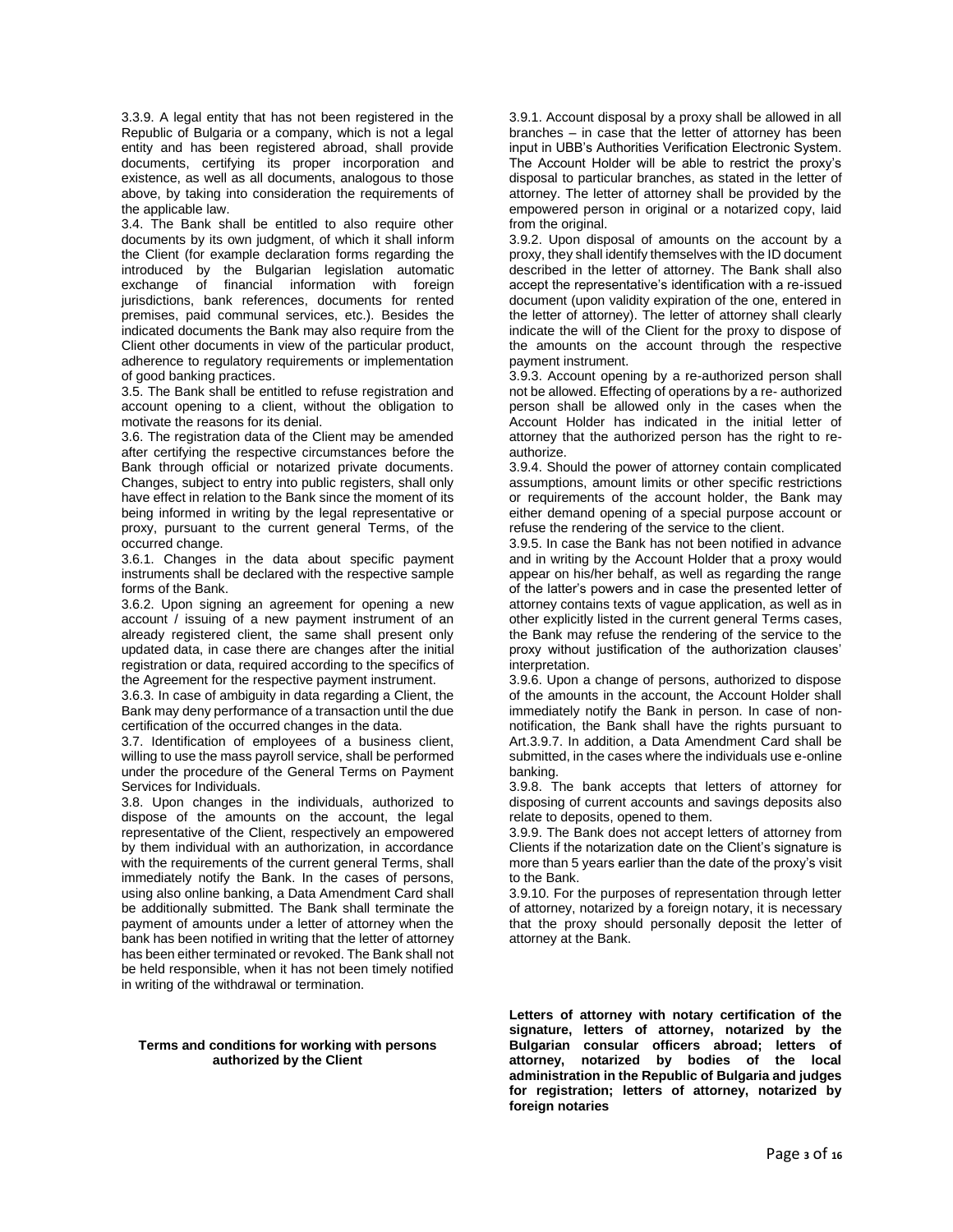3.3.9. A legal entity that has not been registered in the Republic of Bulgaria or a company, which is not a legal entity and has been registered abroad, shall provide documents, certifying its proper incorporation and existence, as well as all documents, analogous to those above, by taking into consideration the requirements of the applicable law.

3.4. The Bank shall be entitled to also require other documents by its own judgment, of which it shall inform the Client (for example declaration forms regarding the introduced by the Bulgarian legislation automatic exchange of financial information with foreign jurisdictions, bank references, documents for rented premises, paid communal services, etc.). Besides the indicated documents the Bank may also require from the Client other documents in view of the particular product, adherence to regulatory requirements or implementation of good banking practices.

3.5. The Bank shall be entitled to refuse registration and account opening to a client, without the obligation to motivate the reasons for its denial.

3.6. The registration data of the Client may be amended after certifying the respective circumstances before the Bank through official or notarized private documents. Changes, subject to entry into public registers, shall only have effect in relation to the Bank since the moment of its being informed in writing by the legal representative or proxy, pursuant to the current general Terms, of the occurred change.

3.6.1. Changes in the data about specific payment instruments shall be declared with the respective sample forms of the Bank.

3.6.2. Upon signing an agreement for opening a new account / issuing of a new payment instrument of an already registered client, the same shall present only updated data, in case there are changes after the initial registration or data, required according to the specifics of the Agreement for the respective payment instrument.

3.6.3. In case of ambiguity in data regarding a Client, the Bank may deny performance of a transaction until the due certification of the occurred changes in the data.

3.7. Identification of employees of a business client, willing to use the mass payroll service, shall be performed under the procedure of the General Terms on Payment Services for Individuals.

3.8. Upon changes in the individuals, authorized to dispose of the amounts on the account, the legal representative of the Client, respectively an empowered by them individual with an authorization, in accordance with the requirements of the current general Terms, shall immediately notify the Bank. In the cases of persons, using also online banking, a Data Amendment Card shall be additionally submitted. The Bank shall terminate the payment of amounts under a letter of attorney when the bank has been notified in writing that the letter of attorney has been either terminated or revoked. The Bank shall not be held responsible, when it has not been timely notified in writing of the withdrawal or termination.

**Terms and conditions for working with persons authorized by the Client**

3.9.1. Account disposal by a proxy shall be allowed in all branches – in case that the letter of attorney has been input in UBB's Authorities Verification Electronic System. The Account Holder will be able to restrict the proxy's disposal to particular branches, as stated in the letter of attorney. The letter of attorney shall be provided by the empowered person in original or a notarized copy, laid from the original.

3.9.2. Upon disposal of amounts on the account by a proxy, they shall identify themselves with the ID document described in the letter of attorney. The Bank shall also accept the representative's identification with a re-issued document (upon validity expiration of the one, entered in the letter of attorney). The letter of attorney shall clearly indicate the will of the Client for the proxy to dispose of the amounts on the account through the respective payment instrument.

3.9.3. Account opening by a re-authorized person shall not be allowed. Effecting of operations by a re- authorized person shall be allowed only in the cases when the Account Holder has indicated in the initial letter of attorney that the authorized person has the right to re-authorize.

3.9.4. Should the power of attorney contain complicated assumptions, amount limits or other specific restrictions or requirements of the account holder, the Bank may either demand opening of a special purpose account or refuse the rendering of the service to the client.

3.9.5. In case the Bank has not been notified in advance and in writing by the Account Holder that a proxy would appear on his/her behalf, as well as regarding the range of the latter's powers and in case the presented letter of attorney contains texts of vague application, as well as in other explicitly listed in the current general Terms cases, the Bank may refuse the rendering of the service to the proxy without justification of the authorization clauses' interpretation.

3.9.6. Upon a change of persons, authorized to dispose of the amounts in the account, the Account Holder shall immediately notify the Bank in person. In case of non-notification, the Bank shall have the rights pursuant to Art.3.9.7. In addition, a Data Amendment Card shall be submitted, in the cases where the individuals use e-online banking.

3.9.8. The bank accepts that letters of attorney for disposing of current accounts and savings deposits also relate to deposits, opened to them.

3.9.9. The Bank does not accept letters of attorney from Clients if the notarization date on the Client's signature is more than 5 years earlier than the date of the proxy's visit to the Bank.

3.9.10. For the purposes of representation through letter of attorney, notarized by a foreign notary, it is necessary that the proxy should personally deposit the letter of attorney at the Bank.

**Letters of attorney with notary certification of the signature, letters of attorney, notarized by the Bulgarian consular officers abroad; letters of attorney, notarized by bodies of the local administration in the Republic of Bulgaria and judges for registration; letters of attorney, notarized by foreign notaries**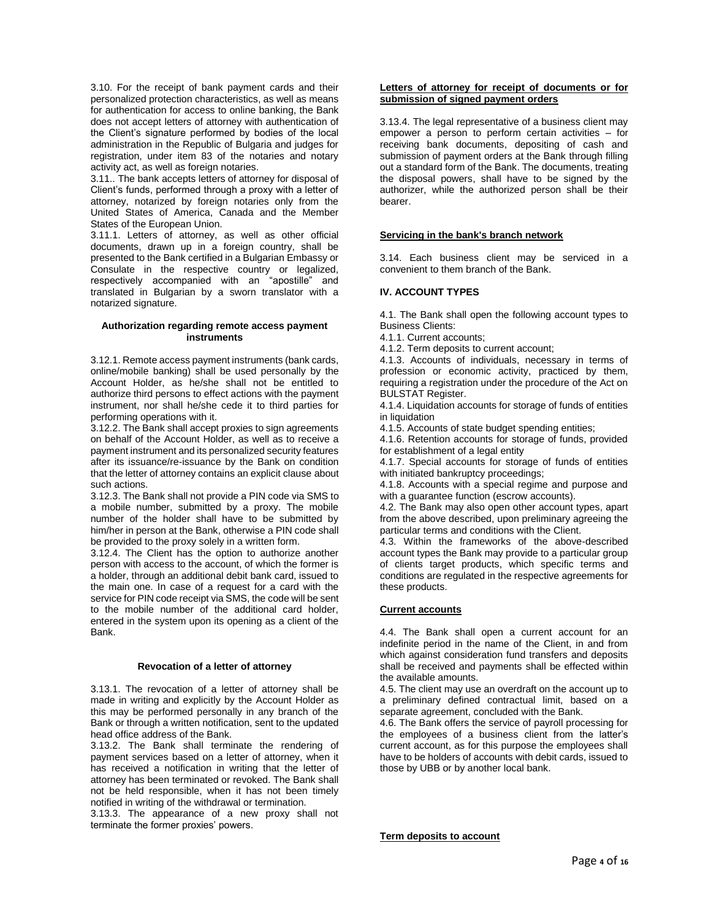3.10. For the receipt of bank payment cards and their personalized protection characteristics, as well as means for authentication for access to online banking, the Bank does not accept letters of attorney with authentication of the Client's signature performed by bodies of the local administration in the Republic of Bulgaria and judges for registration, under item 83 of the notaries and notary activity act, as well as foreign notaries.

3.11.. The bank accepts letters of attorney for disposal of Client's funds, performed through a proxy with a letter of attorney, notarized by foreign notaries only from the United States of America, Canada and the Member States of the European Union.

3.11.1. Letters of attorney, as well as other official documents, drawn up in a foreign country, shall be presented to the Bank certified in a Bulgarian Embassy or Consulate in the respective country or legalized, respectively accompanied with an "apostille" and translated in Bulgarian by a sworn translator with a notarized signature.

**Authorization regarding remote access payment instruments**

3.12.1. Remote access payment instruments (bank cards, online/mobile banking) shall be used personally by the Account Holder, as he/she shall not be entitled to authorize third persons to effect actions with the payment instrument, nor shall he/she cede it to third parties for performing operations with it.

3.12.2. The Bank shall accept proxies to sign agreements on behalf of the Account Holder, as well as to receive a payment instrument and its personalized security features after its issuance/re-issuance by the Bank on condition that the letter of attorney contains an explicit clause about such actions.

3.12.3. The Bank shall not provide a PIN code via SMS to a mobile number, submitted by a proxy. The mobile number of the holder shall have to be submitted by him/her in person at the Bank, otherwise a PIN code shall be provided to the proxy solely in a written form.

3.12.4. The Client has the option to authorize another person with access to the account, of which the former is a holder, through an additional debit bank card, issued to the main one. In case of a request for a card with the service for PIN code receipt via SMS, the code will be sent to the mobile number of the additional card holder, entered in the system upon its opening as a client of the Bank.

**Revocation of a letter of attorney**

3.13.1. The revocation of a letter of attorney shall be made in writing and explicitly by the Account Holder as this may be performed personally in any branch of the Bank or through a written notification, sent to the updated head office address of the Bank.

3.13.2. The Bank shall terminate the rendering of payment services based on a letter of attorney, when it has received a notification in writing that the letter of attorney has been terminated or revoked. The Bank shall not be held responsible, when it has not been timely notified in writing of the withdrawal or termination.

3.13.3. The appearance of a new proxy shall not terminate the former proxies' powers.

**Letters of attorney for receipt of documents or for submission of signed payment orders**

3.13.4. The legal representative of a business client may empower a person to perform certain activities – for receiving bank documents, depositing of cash and submission of payment orders at the Bank through filling out a standard form of the Bank. The documents, treating the disposal powers, shall have to be signed by the authorizer, while the authorized person shall be their bearer.

**Servicing in the bank's branch network**

3.14. Each business client may be serviced in a convenient to them branch of the Bank.

## IV. ACCOUNT TYPES

4.1. The Bank shall open the following account types to Business Clients:

4.1.1. Current accounts;

4.1.2. Term deposits to current account;

4.1.3. Accounts of individuals, necessary in terms of profession or economic activity, practiced by them, requiring a registration under the procedure of the Act on BULSTAT Register.

4.1.4. Liquidation accounts for storage of funds of entities in liquidation

4.1.5. Accounts of state budget spending entities;

4.1.6. Retention accounts for storage of funds, provided for establishment of a legal entity

4.1.7. Special accounts for storage of funds of entities with initiated bankruptcy proceedings;

4.1.8. Accounts with a special regime and purpose and with a guarantee function (escrow accounts).

4.2. The Bank may also open other account types, apart from the above described, upon preliminary agreeing the particular terms and conditions with the Client.

4.3. Within the frameworks of the above-described account types the Bank may provide to a particular group of clients target products, which specific terms and conditions are regulated in the respective agreements for these products.

**Current accounts**

4.4. The Bank shall open a current account for an indefinite period in the name of the Client, in and from which against consideration fund transfers and deposits shall be received and payments shall be effected within the available amounts.

4.5. The client may use an overdraft on the account up to a preliminary defined contractual limit, based on a separate agreement, concluded with the Bank.

4.6. The Bank offers the service of payroll processing for the employees of a business client from the latter's current account, as for this purpose the employees shall have to be holders of accounts with debit cards, issued to those by UBB or by another local bank.

**Term deposits to account**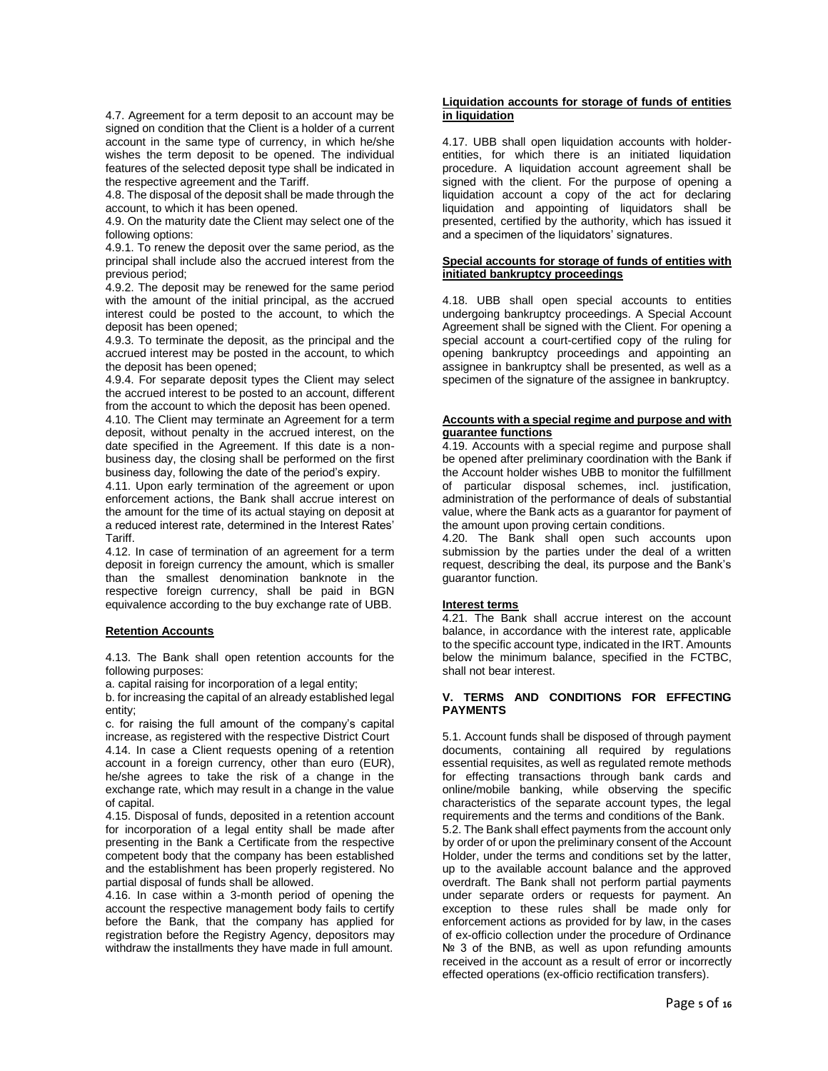4.7. Agreement for a term deposit to an account may be signed on condition that the Client is a holder of a current account in the same type of currency, in which he/she wishes the term deposit to be opened. The individual features of the selected deposit type shall be indicated in the respective agreement and the Tariff.

4.8. The disposal of the deposit shall be made through the account, to which it has been opened.

4.9. On the maturity date the Client may select one of the following options:

4.9.1. To renew the deposit over the same period, as the principal shall include also the accrued interest from the previous period;

4.9.2. The deposit may be renewed for the same period with the amount of the initial principal, as the accrued interest could be posted to the account, to which the deposit has been opened;

4.9.3. To terminate the deposit, as the principal and the accrued interest may be posted in the account, to which the deposit has been opened;

4.9.4. For separate deposit types the Client may select the accrued interest to be posted to an account, different from the account to which the deposit has been opened.

4.10. The Client may terminate an Agreement for a term deposit, without penalty in the accrued interest, on the date specified in the Agreement. If this date is a non-business day, the closing shall be performed on the first business day, following the date of the period's expiry.

4.11. Upon early termination of the agreement or upon enforcement actions, the Bank shall accrue interest on the amount for the time of its actual staying on deposit at a reduced interest rate, determined in the Interest Rates' Tariff.

4.12. In case of termination of an agreement for a term deposit in foreign currency the amount, which is smaller than the smallest denomination banknote in the respective foreign currency, shall be paid in BGN equivalence according to the buy exchange rate of UBB.

**Retention Accounts**

4.13. The Bank shall open retention accounts for the following purposes:

a. capital raising for incorporation of a legal entity;

b. for increasing the capital of an already established legal entity;

c. for raising the full amount of the company's capital increase, as registered with the respective District Court

4.14. In case a Client requests opening of a retention account in a foreign currency, other than euro (EUR), he/she agrees to take the risk of a change in the exchange rate, which may result in a change in the value of capital.

4.15. Disposal of funds, deposited in a retention account for incorporation of a legal entity shall be made after presenting in the Bank a Certificate from the respective competent body that the company has been established and the establishment has been properly registered. No partial disposal of funds shall be allowed.

4.16. In case within a 3-month period of opening the account the respective management body fails to certify before the Bank, that the company has applied for registration before the Registry Agency, depositors may withdraw the installments they have made in full amount.

**Liquidation accounts for storage of funds of entities in liquidation**

4.17. UBB shall open liquidation accounts with holder-entities, for which there is an initiated liquidation procedure. A liquidation account agreement shall be signed with the client. For the purpose of opening a liquidation account a copy of the act for declaring liquidation and appointing of liquidators shall be presented, certified by the authority, which has issued it and a specimen of the liquidators' signatures.

**Special accounts for storage of funds of entities with initiated bankruptcy proceedings**

4.18. UBB shall open special accounts to entities undergoing bankruptcy proceedings. A Special Account Agreement shall be signed with the Client. For opening a special account a court-certified copy of the ruling for opening bankruptcy proceedings and appointing an assignee in bankruptcy shall be presented, as well as a specimen of the signature of the assignee in bankruptcy.

**Accounts with a special regime and purpose and with guarantee functions**

4.19. Accounts with a special regime and purpose shall be opened after preliminary coordination with the Bank if the Account holder wishes UBB to monitor the fulfillment of particular disposal schemes, incl. justification, administration of the performance of deals of substantial value, where the Bank acts as a guarantor for payment of the amount upon proving certain conditions.

4.20. The Bank shall open such accounts upon submission by the parties under the deal of a written request, describing the deal, its purpose and the Bank's guarantor function.

**Interest terms**

4.21. The Bank shall accrue interest on the account balance, in accordance with the interest rate, applicable to the specific account type, indicated in the IRT. Amounts below the minimum balance, specified in the FCTBC, shall not bear interest.

## V. TERMS AND CONDITIONS FOR EFFECTING PAYMENTS

5.1. Account funds shall be disposed of through payment documents, containing all required by regulations essential requisites, as well as regulated remote methods for effecting transactions through bank cards and online/mobile banking, while observing the specific characteristics of the separate account types, the legal requirements and the terms and conditions of the Bank.

5.2. The Bank shall effect payments from the account only by order of or upon the preliminary consent of the Account Holder, under the terms and conditions set by the latter, up to the available account balance and the approved overdraft. The Bank shall not perform partial payments under separate orders or requests for payment. An exception to these rules shall be made only for enforcement actions as provided for by law, in the cases of ex-officio collection under the procedure of Ordinance № 3 of the BNB, as well as upon refunding amounts received in the account as a result of error or incorrectly effected operations (ex-officio rectification transfers).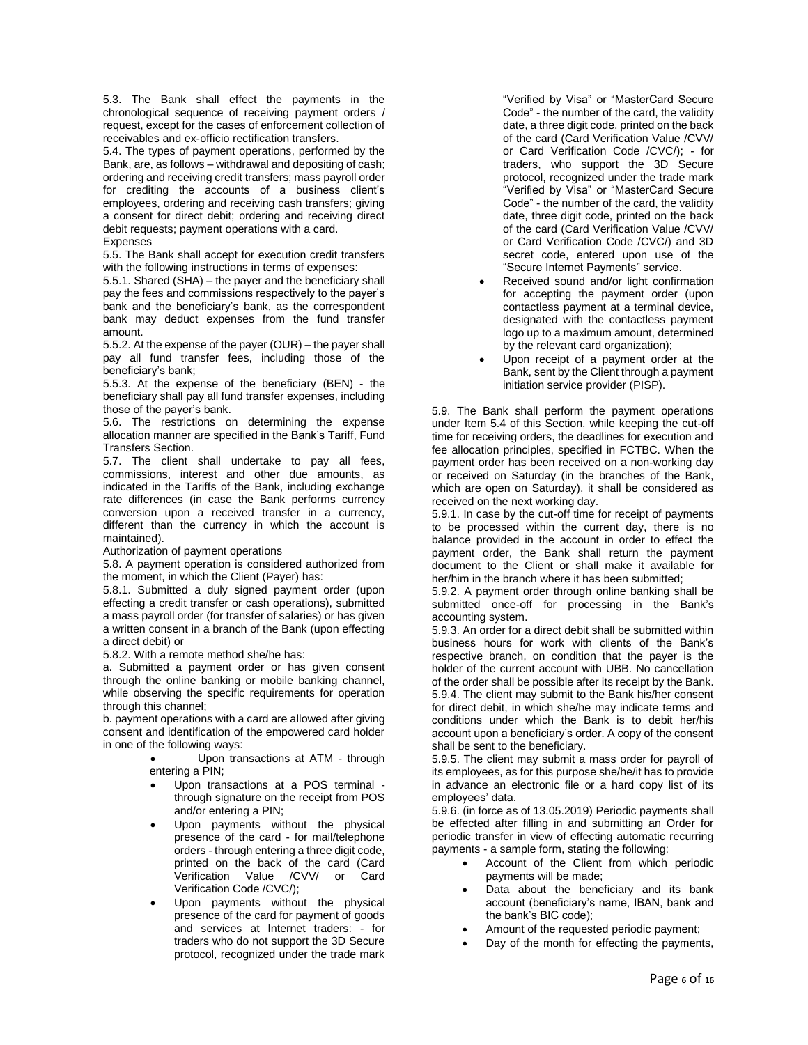5.3. The Bank shall effect the payments in the chronological sequence of receiving payment orders / request, except for the cases of enforcement collection of receivables and ex-officio rectification transfers.

5.4. The types of payment operations, performed by the Bank, are, as follows – withdrawal and depositing of cash; ordering and receiving credit transfers; mass payroll order for crediting the accounts of a business client's employees, ordering and receiving cash transfers; giving a consent for direct debit; ordering and receiving direct debit requests; payment operations with a card.

Expenses

5.5. The Bank shall accept for execution credit transfers with the following instructions in terms of expenses:

5.5.1. Shared (SHA) – the payer and the beneficiary shall pay the fees and commissions respectively to the payer's bank and the beneficiary's bank, as the correspondent bank may deduct expenses from the fund transfer amount.

5.5.2. At the expense of the payer (OUR) – the payer shall pay all fund transfer fees, including those of the beneficiary's bank;

5.5.3. At the expense of the beneficiary (BEN) - the beneficiary shall pay all fund transfer expenses, including those of the payer's bank.

5.6. The restrictions on determining the expense allocation manner are specified in the Bank's Tariff, Fund Transfers Section.

5.7. The client shall undertake to pay all fees, commissions, interest and other due amounts, as indicated in the Tariffs of the Bank, including exchange rate differences (in case the Bank performs currency conversion upon a received transfer in a currency, different than the currency in which the account is maintained).

Authorization of payment operations

5.8. A payment operation is considered authorized from the moment, in which the Client (Payer) has:

5.8.1. Submitted a duly signed payment order (upon effecting a credit transfer or cash operations), submitted a mass payroll order (for transfer of salaries) or has given a written consent in a branch of the Bank (upon effecting a direct debit) or

5.8.2. With a remote method she/he has:

a. Submitted a payment order or has given consent through the online banking or mobile banking channel, while observing the specific requirements for operation through this channel;

b. payment operations with a card are allowed after giving consent and identification of the empowered card holder in one of the following ways:

- Upon transactions at ATM - through entering a PIN;
- Upon transactions at a POS terminal - through signature on the receipt from POS and/or entering a PIN;
- Upon payments without the physical presence of the card - for mail/telephone orders - through entering a three digit code, printed on the back of the card (Card Verification Value /CVV/ or Card Verification Code /CVC/);
- Upon payments without the physical presence of the card for payment of goods and services at Internet traders: - for traders who do not support the 3D Secure protocol, recognized under the trade mark "Verified by Visa" or "MasterCard Secure Code" - the number of the card, the validity date, a three digit code, printed on the back of the card (Card Verification Value /CVV/ or Card Verification Code /CVC/); - for traders, who support the 3D Secure protocol, recognized under the trade mark "Verified by Visa" or "MasterCard Secure Code" - the number of the card, the validity date, three digit code, printed on the back of the card (Card Verification Value /CVV/ or Card Verification Code /CVC/) and 3D secret code, entered upon use of the "Secure Internet Payments" service.
- Received sound and/or light confirmation for accepting the payment order (upon contactless payment at a terminal device, designated with the contactless payment logo up to a maximum amount, determined by the relevant card organization);
- Upon receipt of a payment order at the Bank, sent by the Client through a payment initiation service provider (PISP).

5.9. The Bank shall perform the payment operations under Item 5.4 of this Section, while keeping the cut-off time for receiving orders, the deadlines for execution and fee allocation principles, specified in FCTBC. When the payment order has been received on a non-working day or received on Saturday (in the branches of the Bank, which are open on Saturday), it shall be considered as received on the next working day.

5.9.1. In case by the cut-off time for receipt of payments to be processed within the current day, there is no balance provided in the account in order to effect the payment order, the Bank shall return the payment document to the Client or shall make it available for her/him in the branch where it has been submitted;

5.9.2. A payment order through online banking shall be submitted once-off for processing in the Bank's accounting system.

5.9.3. An order for a direct debit shall be submitted within business hours for work with clients of the Bank's respective branch, on condition that the payer is the holder of the current account with UBB. No cancellation of the order shall be possible after its receipt by the Bank.

5.9.4. The client may submit to the Bank his/her consent for direct debit, in which she/he may indicate terms and conditions under which the Bank is to debit her/his account upon a beneficiary's order. A copy of the consent shall be sent to the beneficiary.

5.9.5. The client may submit a mass order for payroll of its employees, as for this purpose she/he/it has to provide in advance an electronic file or a hard copy list of its employees' data.

5.9.6. (in force as of 13.05.2019) Periodic payments shall be effected after filling in and submitting an Order for periodic transfer in view of effecting automatic recurring payments - a sample form, stating the following:

- Account of the Client from which periodic payments will be made;
- Data about the beneficiary and its bank account (beneficiary's name, IBAN, bank and the bank's BIC code);
- Amount of the requested periodic payment;
- Day of the month for effecting the payments,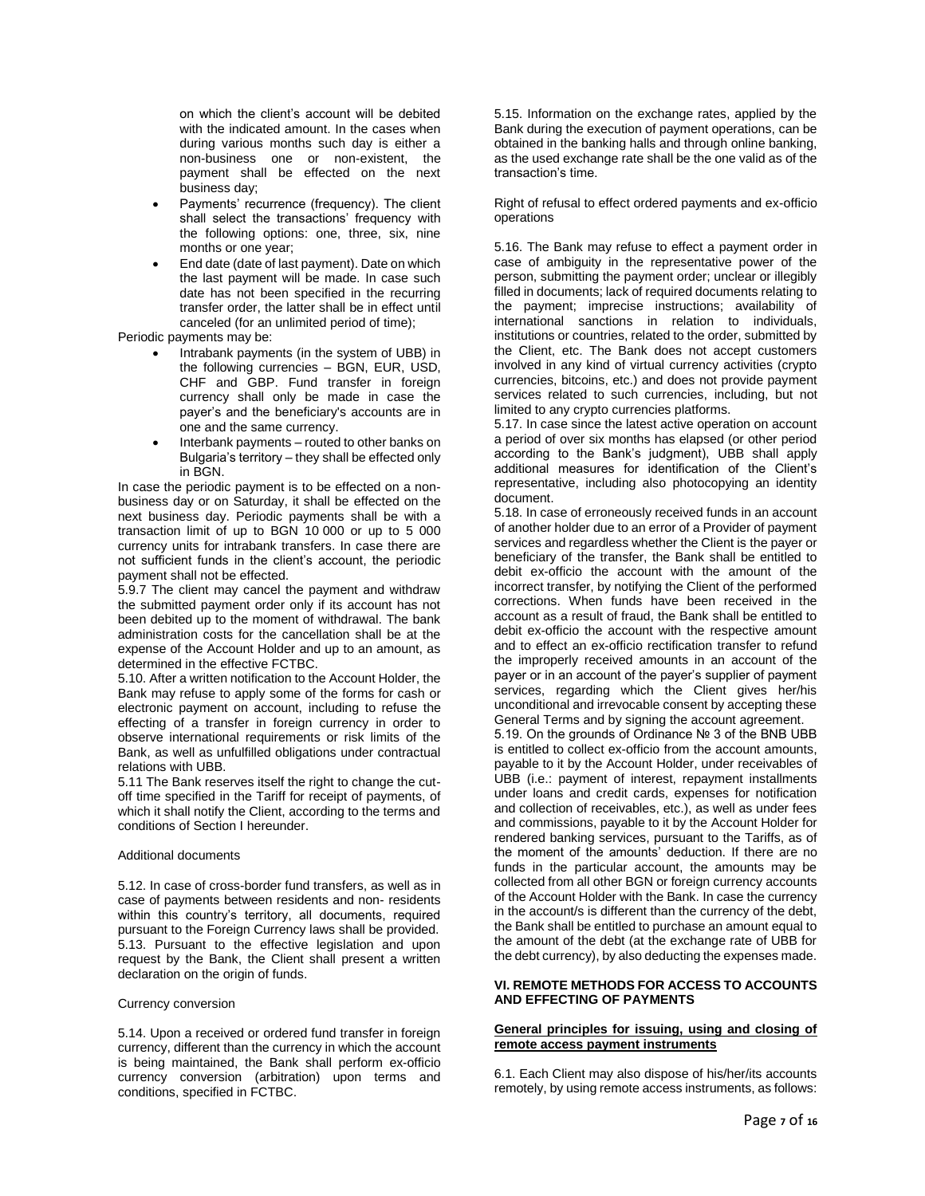on which the client's account will be debited with the indicated amount. In the cases when during various months such day is either a non-business one or non-existent, the payment shall be effected on the next business day;

- Payments' recurrence (frequency). The client shall select the transactions' frequency with the following options: one, three, six, nine months or one year;
- End date (date of last payment). Date on which the last payment will be made. In case such date has not been specified in the recurring transfer order, the latter shall be in effect until canceled (for an unlimited period of time);

Periodic payments may be:

- Intrabank payments (in the system of UBB) in the following currencies – BGN, EUR, USD, CHF and GBP. Fund transfer in foreign currency shall only be made in case the payer's and the beneficiary's accounts are in one and the same currency.
- Interbank payments – routed to other banks on Bulgaria's territory – they shall be effected only in BGN.

In case the periodic payment is to be effected on a non-business day or on Saturday, it shall be effected on the next business day. Periodic payments shall be with a transaction limit of up to BGN 10 000 or up to 5 000 currency units for intrabank transfers. In case there are not sufficient funds in the client's account, the periodic payment shall not be effected.

5.9.7 The client may cancel the payment and withdraw the submitted payment order only if its account has not been debited up to the moment of withdrawal. The bank administration costs for the cancellation shall be at the expense of the Account Holder and up to an amount, as determined in the effective FCTBC.

5.10. After a written notification to the Account Holder, the Bank may refuse to apply some of the forms for cash or electronic payment on account, including to refuse the effecting of a transfer in foreign currency in order to observe international requirements or risk limits of the Bank, as well as unfulfilled obligations under contractual relations with UBB.

5.11 The Bank reserves itself the right to change the cut-off time specified in the Tariff for receipt of payments, of which it shall notify the Client, according to the terms and conditions of Section I hereunder.

Additional documents

5.12. In case of cross-border fund transfers, as well as in case of payments between residents and non- residents within this country's territory, all documents, required pursuant to the Foreign Currency laws shall be provided.

5.13. Pursuant to the effective legislation and upon request by the Bank, the Client shall present a written declaration on the origin of funds.

Currency conversion

5.14. Upon a received or ordered fund transfer in foreign currency, different than the currency in which the account is being maintained, the Bank shall perform ex-officio currency conversion (arbitration) upon terms and conditions, specified in FCTBC.

5.15. Information on the exchange rates, applied by the Bank during the execution of payment operations, can be obtained in the banking halls and through online banking, as the used exchange rate shall be the one valid as of the transaction's time.

Right of refusal to effect ordered payments and ex-officio operations

5.16. The Bank may refuse to effect a payment order in case of ambiguity in the representative power of the person, submitting the payment order; unclear or illegibly filled in documents; lack of required documents relating to the payment; imprecise instructions; availability of international sanctions in relation to individuals, institutions or countries, related to the order, submitted by the Client, etc. The Bank does not accept customers involved in any kind of virtual currency activities (crypto currencies, bitcoins, etc.) and does not provide payment services related to such currencies, including, but not limited to any crypto currencies platforms.

5.17. In case since the latest active operation on account a period of over six months has elapsed (or other period according to the Bank's judgment), UBB shall apply additional measures for identification of the Client's representative, including also photocopying an identity document.

5.18. In case of erroneously received funds in an account of another holder due to an error of a Provider of payment services and regardless whether the Client is the payer or beneficiary of the transfer, the Bank shall be entitled to debit ex-officio the account with the amount of the incorrect transfer, by notifying the Client of the performed corrections. When funds have been received in the account as a result of fraud, the Bank shall be entitled to debit ex-officio the account with the respective amount and to effect an ex-officio rectification transfer to refund the improperly received amounts in an account of the payer or in an account of the payer's supplier of payment services, regarding which the Client gives her/his unconditional and irrevocable consent by accepting these General Terms and by signing the account agreement.

5.19. On the grounds of Ordinance № 3 of the BNB UBB is entitled to collect ex-officio from the account amounts, payable to it by the Account Holder, under receivables of UBB (i.e.: payment of interest, repayment installments under loans and credit cards, expenses for notification and collection of receivables, etc.), as well as under fees and commissions, payable to it by the Account Holder for rendered banking services, pursuant to the Tariffs, as of the moment of the amounts' deduction. If there are no funds in the particular account, the amounts may be collected from all other BGN or foreign currency accounts of the Account Holder with the Bank. In case the currency in the account/s is different than the currency of the debt, the Bank shall be entitled to purchase an amount equal to the amount of the debt (at the exchange rate of UBB for the debt currency), by also deducting the expenses made.

## VI. REMOTE METHODS FOR ACCESS TO ACCOUNTS AND EFFECTING OF PAYMENTS

**General principles for issuing, using and closing of remote access payment instruments**

6.1. Each Client may also dispose of his/her/its accounts remotely, by using remote access instruments, as follows: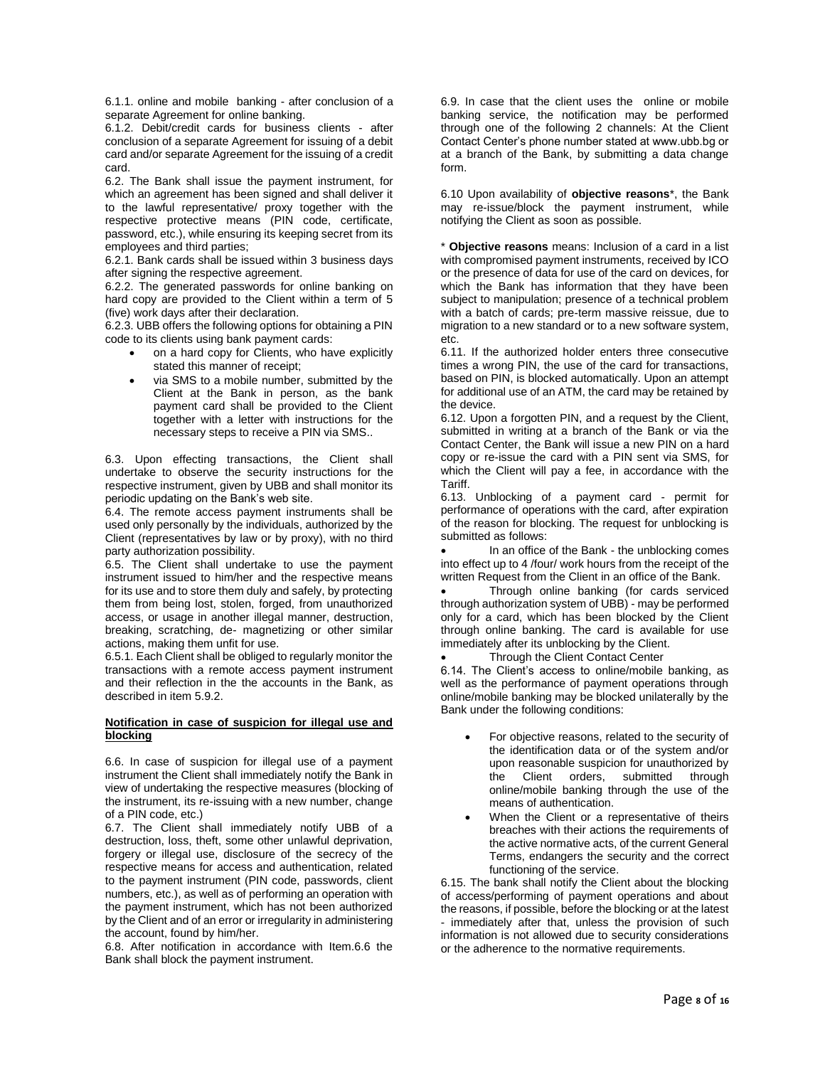6.1.1. online and mobile banking - after conclusion of a separate Agreement for online banking.

6.1.2. Debit/credit cards for business clients - after conclusion of a separate Agreement for issuing of a debit card and/or separate Agreement for the issuing of a credit card.

6.2. The Bank shall issue the payment instrument, for which an agreement has been signed and shall deliver it to the lawful representative/ proxy together with the respective protective means (PIN code, certificate, password, etc.), while ensuring its keeping secret from its employees and third parties;

6.2.1. Bank cards shall be issued within 3 business days after signing the respective agreement.

6.2.2. The generated passwords for online banking on hard copy are provided to the Client within a term of 5 (five) work days after their declaration.

6.2.3. UBB offers the following options for obtaining a PIN code to its clients using bank payment cards:

- on a hard copy for Clients, who have explicitly stated this manner of receipt;
- via SMS to a mobile number, submitted by the Client at the Bank in person, as the bank payment card shall be provided to the Client together with a letter with instructions for the necessary steps to receive a PIN via SMS..

6.3. Upon effecting transactions, the Client shall undertake to observe the security instructions for the respective instrument, given by UBB and shall monitor its periodic updating on the Bank's web site.

6.4. The remote access payment instruments shall be used only personally by the individuals, authorized by the Client (representatives by law or by proxy), with no third party authorization possibility.

6.5. The Client shall undertake to use the payment instrument issued to him/her and the respective means for its use and to store them duly and safely, by protecting them from being lost, stolen, forged, from unauthorized access, or usage in another illegal manner, destruction, breaking, scratching, de- magnetizing or other similar actions, making them unfit for use.

6.5.1. Each Client shall be obliged to regularly monitor the transactions with a remote access payment instrument and their reflection in the accounts in the Bank, as described in item 5.9.2.

**Notification in case of suspicion for illegal use and blocking**

6.6. In case of suspicion for illegal use of a payment instrument the Client shall immediately notify the Bank in view of undertaking the respective measures (blocking of the instrument, its re-issuing with a new number, change of a PIN code, etc.)

6.7. The Client shall immediately notify UBB of a destruction, loss, theft, some other unlawful deprivation, forgery or illegal use, disclosure of the secrecy of the respective means for access and authentication, related to the payment instrument (PIN code, passwords, client numbers, etc.), as well as of performing an operation with the payment instrument, which has not been authorized by the Client and of an error or irregularity in administering the account, found by him/her.

6.8. After notification in accordance with Item.6.6 the Bank shall block the payment instrument.

6.9. In case that the client uses the online or mobile banking service, the notification may be performed through one of the following 2 channels: At the Client Contact Center's phone number stated at www.ubb.bg or at a branch of the Bank, by submitting a data change form.

6.10 Upon availability of **objective reasons***, the Bank may re-issue/block the payment instrument, while notifying the Client as soon as possible.

* **Objective reasons** means: Inclusion of a card in a list with compromised payment instruments, received by ICO or the presence of data for use of the card on devices, for which the Bank has information that they have been subject to manipulation; presence of a technical problem with a batch of cards; pre-term massive reissue, due to migration to a new standard or to a new software system, etc.

6.11. If the authorized holder enters three consecutive times a wrong PIN, the use of the card for transactions, based on PIN, is blocked automatically. Upon an attempt for additional use of an ATM, the card may be retained by the device.

6.12. Upon a forgotten PIN, and a request by the Client, submitted in writing at a branch of the Bank or via the Contact Center, the Bank will issue a new PIN on a hard copy or re-issue the card with a PIN sent via SMS, for which the Client will pay a fee, in accordance with the Tariff.

6.13. Unblocking of a payment card - permit for performance of operations with the card, after expiration of the reason for blocking. The request for unblocking is submitted as follows:

- In an office of the Bank - the unblocking comes into effect up to 4 /four/ work hours from the receipt of the written Request from the Client in an office of the Bank.
- Through online banking (for cards serviced through authorization system of UBB) - may be performed only for a card, which has been blocked by the Client through online banking. The card is available for use immediately after its unblocking by the Client.
- Through the Client Contact Center

6.14. The Client's access to online/mobile banking, as well as the performance of payment operations through online/mobile banking may be blocked unilaterally by the Bank under the following conditions:

- For objective reasons, related to the security of the identification data or of the system and/or upon reasonable suspicion for unauthorized by the Client orders, submitted through online/mobile banking through the use of the means of authentication.
- When the Client or a representative of theirs breaches with their actions the requirements of the active normative acts, of the current General Terms, endangers the security and the correct functioning of the service.

6.15. The bank shall notify the Client about the blocking of access/performing of payment operations and about the reasons, if possible, before the blocking or at the latest - immediately after that, unless the provision of such information is not allowed due to security considerations or the adherence to the normative requirements.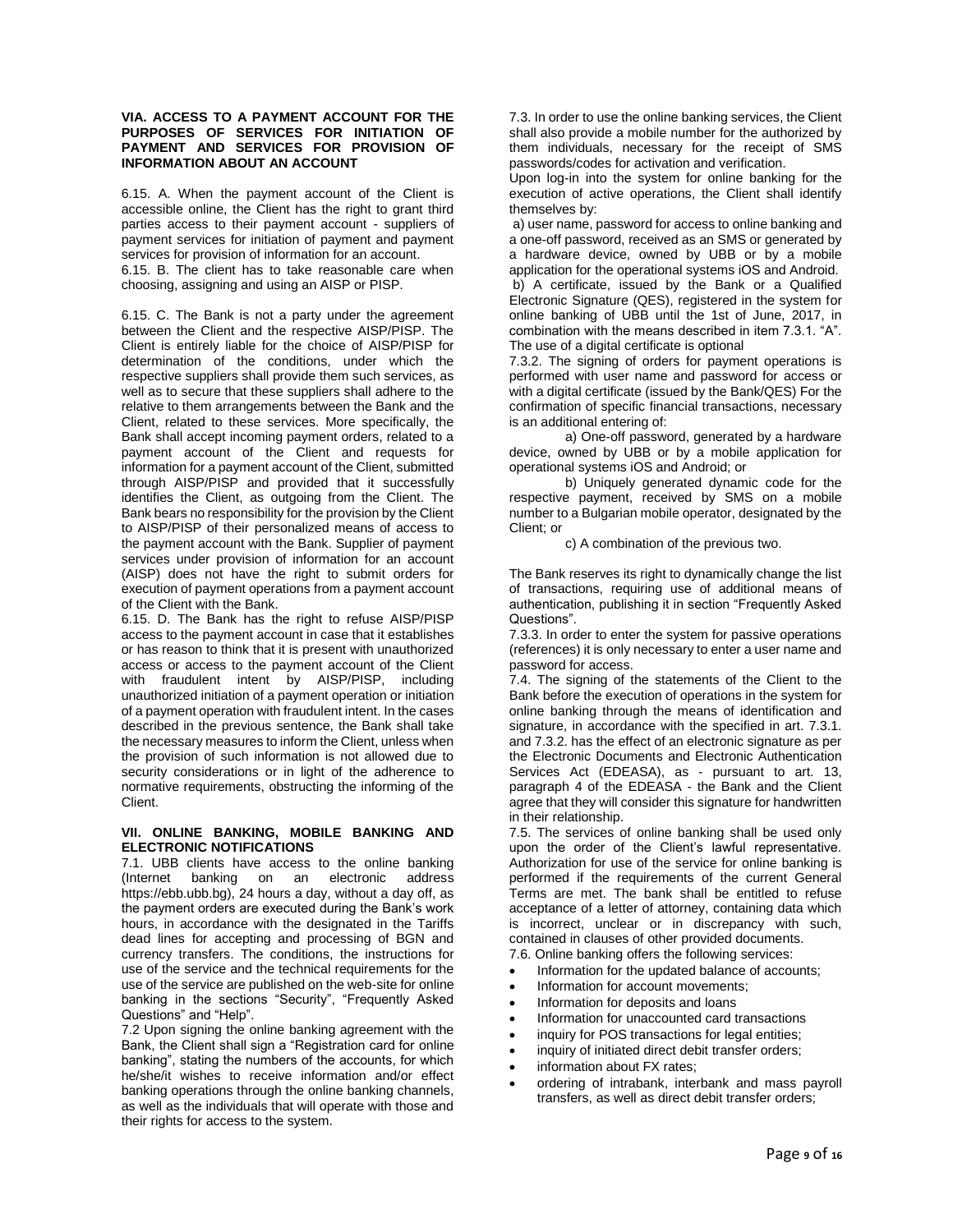**VIA. ACCESS TO A PAYMENT ACCOUNT FOR THE PURPOSES OF SERVICES FOR INITIATION OF PAYMENT AND SERVICES FOR PROVISION OF INFORMATION ABOUT AN ACCOUNT**

6.15. A. When the payment account of the Client is accessible online, the Client has the right to grant third parties access to their payment account - suppliers of payment services for initiation of payment and payment services for provision of information for an account.

6.15. B. The client has to take reasonable care when choosing, assigning and using an AISP or PISP.

6.15. C. The Bank is not a party under the agreement between the Client and the respective AISP/PISP. The Client is entirely liable for the choice of AISP/PISP for determination of the conditions, under which the respective suppliers shall provide them such services, as well as to secure that these suppliers shall adhere to the relative to them arrangements between the Bank and the Client, related to these services. More specifically, the Bank shall accept incoming payment orders, related to a payment account of the Client and requests for information for a payment account of the Client, submitted through AISP/PISP and provided that it successfully identifies the Client, as outgoing from the Client. The Bank bears no responsibility for the provision by the Client to AISP/PISP of their personalized means of access to the payment account with the Bank. Supplier of payment services under provision of information for an account (AISP) does not have the right to submit orders for execution of payment operations from a payment account of the Client with the Bank.

6.15. D. The Bank has the right to refuse AISP/PISP access to the payment account in case that it establishes or has reason to think that it is present with unauthorized access or access to the payment account of the Client with fraudulent intent by AISP/PISP, including unauthorized initiation of a payment operation or initiation of a payment operation with fraudulent intent. In the cases described in the previous sentence, the Bank shall take the necessary measures to inform the Client, unless when the provision of such information is not allowed due to security considerations or in light of the adherence to normative requirements, obstructing the informing of the Client.

**VII. ONLINE BANKING, MOBILE BANKING AND ELECTRONIC NOTIFICATIONS**

7.1. UBB clients have access to the online banking (Internet banking on an electronic address https://ebb.ubb.bg), 24 hours a day, without a day off, as the payment orders are executed during the Bank's work hours, in accordance with the designated in the Tariffs dead lines for accepting and processing of BGN and currency transfers. The conditions, the instructions for use of the service and the technical requirements for the use of the service are published on the web-site for online banking in the sections "Security", "Frequently Asked Questions" and "Help".

7.2 Upon signing the online banking agreement with the Bank, the Client shall sign a "Registration card for online banking", stating the numbers of the accounts, for which he/she/it wishes to receive information and/or effect banking operations through the online banking channels, as well as the individuals that will operate with those and their rights for access to the system.

7.3. In order to use the online banking services, the Client shall also provide a mobile number for the authorized by them individuals, necessary for the receipt of SMS passwords/codes for activation and verification.

Upon log-in into the system for online banking for the execution of active operations, the Client shall identify themselves by:

a) user name, password for access to online banking and a one-off password, received as an SMS or generated by a hardware device, owned by UBB or by a mobile application for the operational systems iOS and Android.

b) A certificate, issued by the Bank or a Qualified Electronic Signature (QES), registered in the system for online banking of UBB until the 1st of June, 2017, in combination with the means described in item 7.3.1. "A". The use of a digital certificate is optional

7.3.2. The signing of orders for payment operations is performed with user name and password for access or with a digital certificate (issued by the Bank/QES) For the confirmation of specific financial transactions, necessary is an additional entering of:

a) One-off password, generated by a hardware device, owned by UBB or by a mobile application for operational systems iOS and Android; or

b) Uniquely generated dynamic code for the respective payment, received by SMS on a mobile number to a Bulgarian mobile operator, designated by the Client; or

c) A combination of the previous two.

The Bank reserves its right to dynamically change the list of transactions, requiring use of additional means of authentication, publishing it in section "Frequently Asked Questions".

7.3.3. In order to enter the system for passive operations (references) it is only necessary to enter a user name and password for access.

7.4. The signing of the statements of the Client to the Bank before the execution of operations in the system for online banking through the means of identification and signature, in accordance with the specified in art. 7.3.1. and 7.3.2. has the effect of an electronic signature as per the Electronic Documents and Electronic Authentication Services Act (EDEASA), as - pursuant to art. 13, paragraph 4 of the EDEASA - the Bank and the Client agree that they will consider this signature for handwritten in their relationship.

7.5. The services of online banking shall be used only upon the order of the Client's lawful representative. Authorization for use of the service for online banking is performed if the requirements of the current General Terms are met. The bank shall be entitled to refuse acceptance of a letter of attorney, containing data which is incorrect, unclear or in discrepancy with such, contained in clauses of other provided documents.

7.6. Online banking offers the following services:

- Information for the updated balance of accounts;
- Information for account movements;
- Information for deposits and loans
- Information for unaccounted card transactions
- inquiry for POS transactions for legal entities;
- inquiry of initiated direct debit transfer orders;
- information about FX rates;
- ordering of intrabank, interbank and mass payroll transfers, as well as direct debit transfer orders;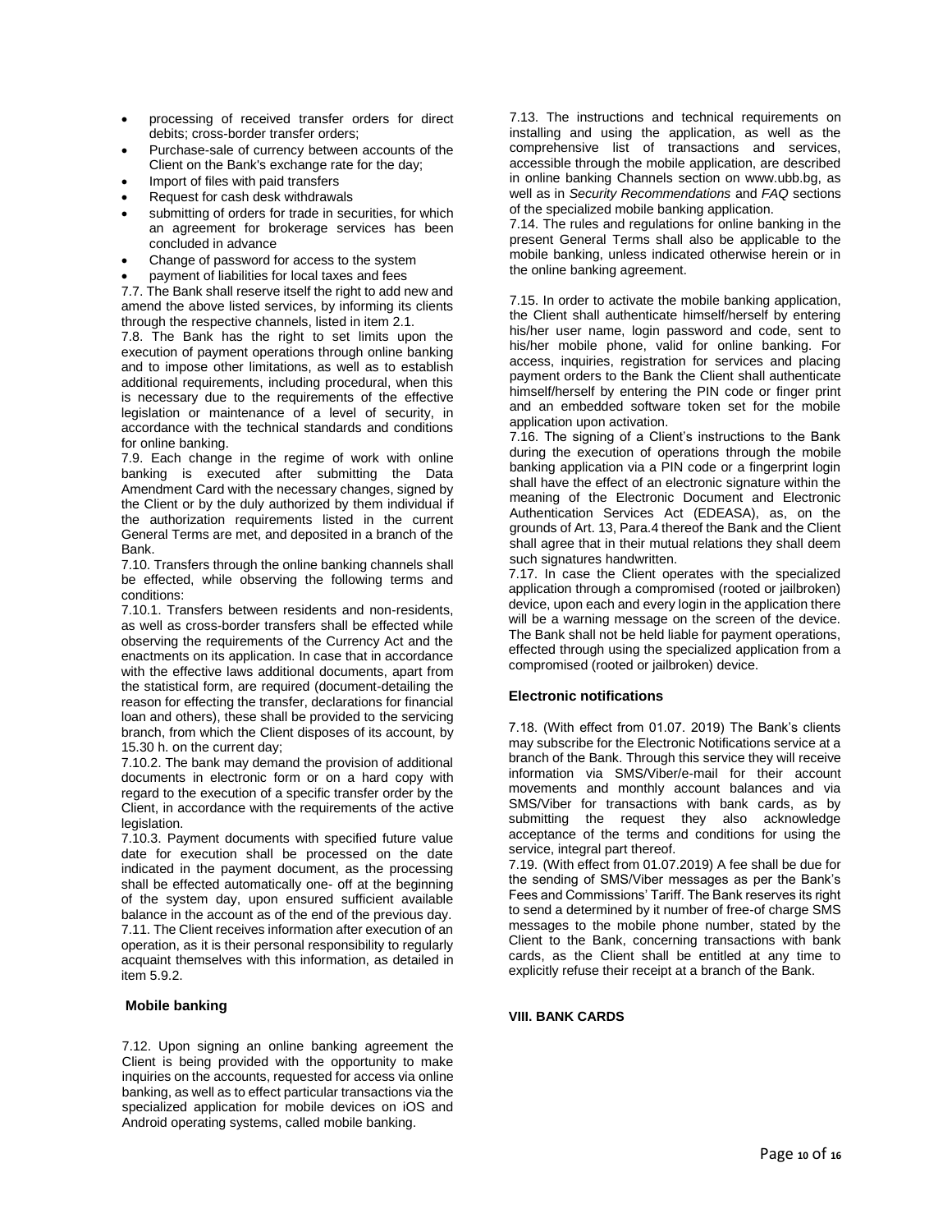- processing of received transfer orders for direct debits; cross-border transfer orders;
- Purchase-sale of currency between accounts of the Client on the Bank's exchange rate for the day;
- Import of files with paid transfers
- Request for cash desk withdrawals
- submitting of orders for trade in securities, for which an agreement for brokerage services has been concluded in advance
- Change of password for access to the system
- payment of liabilities for local taxes and fees

7.7. The Bank shall reserve itself the right to add new and amend the above listed services, by informing its clients through the respective channels, listed in item 2.1.

7.8. The Bank has the right to set limits upon the execution of payment operations through online banking and to impose other limitations, as well as to establish additional requirements, including procedural, when this is necessary due to the requirements of the effective legislation or maintenance of a level of security, in accordance with the technical standards and conditions for online banking.

7.9. Each change in the regime of work with online banking is executed after submitting the Data Amendment Card with the necessary changes, signed by the Client or by the duly authorized by them individual if the authorization requirements listed in the current General Terms are met, and deposited in a branch of the Bank.

7.10. Transfers through the online banking channels shall be effected, while observing the following terms and conditions:

7.10.1. Transfers between residents and non-residents, as well as cross-border transfers shall be effected while observing the requirements of the Currency Act and the enactments on its application. In case that in accordance with the effective laws additional documents, apart from the statistical form, are required (document-detailing the reason for effecting the transfer, declarations for financial loan and others), these shall be provided to the servicing branch, from which the Client disposes of its account, by 15.30 h. on the current day;

7.10.2. The bank may demand the provision of additional documents in electronic form or on a hard copy with regard to the execution of a specific transfer order by the Client, in accordance with the requirements of the active legislation.

7.10.3. Payment documents with specified future value date for execution shall be processed on the date indicated in the payment document, as the processing shall be effected automatically one- off at the beginning of the system day, upon ensured sufficient available balance in the account as of the end of the previous day.

7.11. The Client receives information after execution of an operation, as it is their personal responsibility to regularly acquaint themselves with this information, as detailed in item 5.9.2.

### Mobile banking

7.12. Upon signing an online banking agreement the Client is being provided with the opportunity to make inquiries on the accounts, requested for access via online banking, as well as to effect particular transactions via the specialized application for mobile devices on iOS and Android operating systems, called mobile banking.

7.13. The instructions and technical requirements on installing and using the application, as well as the comprehensive list of transactions and services, accessible through the mobile application, are described in online banking Channels section on www.ubb.bg, as well as in *Security Recommendations* and *FAQ* sections of the specialized mobile banking application.

7.14. The rules and regulations for online banking in the present General Terms shall also be applicable to the mobile banking, unless indicated otherwise herein or in the online banking agreement.

7.15. In order to activate the mobile banking application, the Client shall authenticate himself/herself by entering his/her user name, login password and code, sent to his/her mobile phone, valid for online banking. For access, inquiries, registration for services and placing payment orders to the Bank the Client shall authenticate himself/herself by entering the PIN code or finger print and an embedded software token set for the mobile application upon activation.

7.16. The signing of a Client's instructions to the Bank during the execution of operations through the mobile banking application via a PIN code or a fingerprint login shall have the effect of an electronic signature within the meaning of the Electronic Document and Electronic Authentication Services Act (EDEASA), as, on the grounds of Art. 13, Para.4 thereof the Bank and the Client shall agree that in their mutual relations they shall deem such signatures handwritten.

7.17. In case the Client operates with the specialized application through a compromised (rooted or jailbroken) device, upon each and every login in the application there will be a warning message on the screen of the device. The Bank shall not be held liable for payment operations, effected through using the specialized application from a compromised (rooted or jailbroken) device.

### Electronic notifications

7.18. (With effect from 01.07. 2019) The Bank's clients may subscribe for the Electronic Notifications service at a branch of the Bank. Through this service they will receive information via SMS/Viber/e-mail for their account movements and monthly account balances and via SMS/Viber for transactions with bank cards, as by submitting the request they also acknowledge acceptance of the terms and conditions for using the service, integral part thereof.

7.19. (With effect from 01.07.2019) A fee shall be due for the sending of SMS/Viber messages as per the Bank's Fees and Commissions' Tariff. The Bank reserves its right to send a determined by it number of free-of charge SMS messages to the mobile phone number, stated by the Client to the Bank, concerning transactions with bank cards, as the Client shall be entitled at any time to explicitly refuse their receipt at a branch of the Bank.

## VIII. BANK CARDS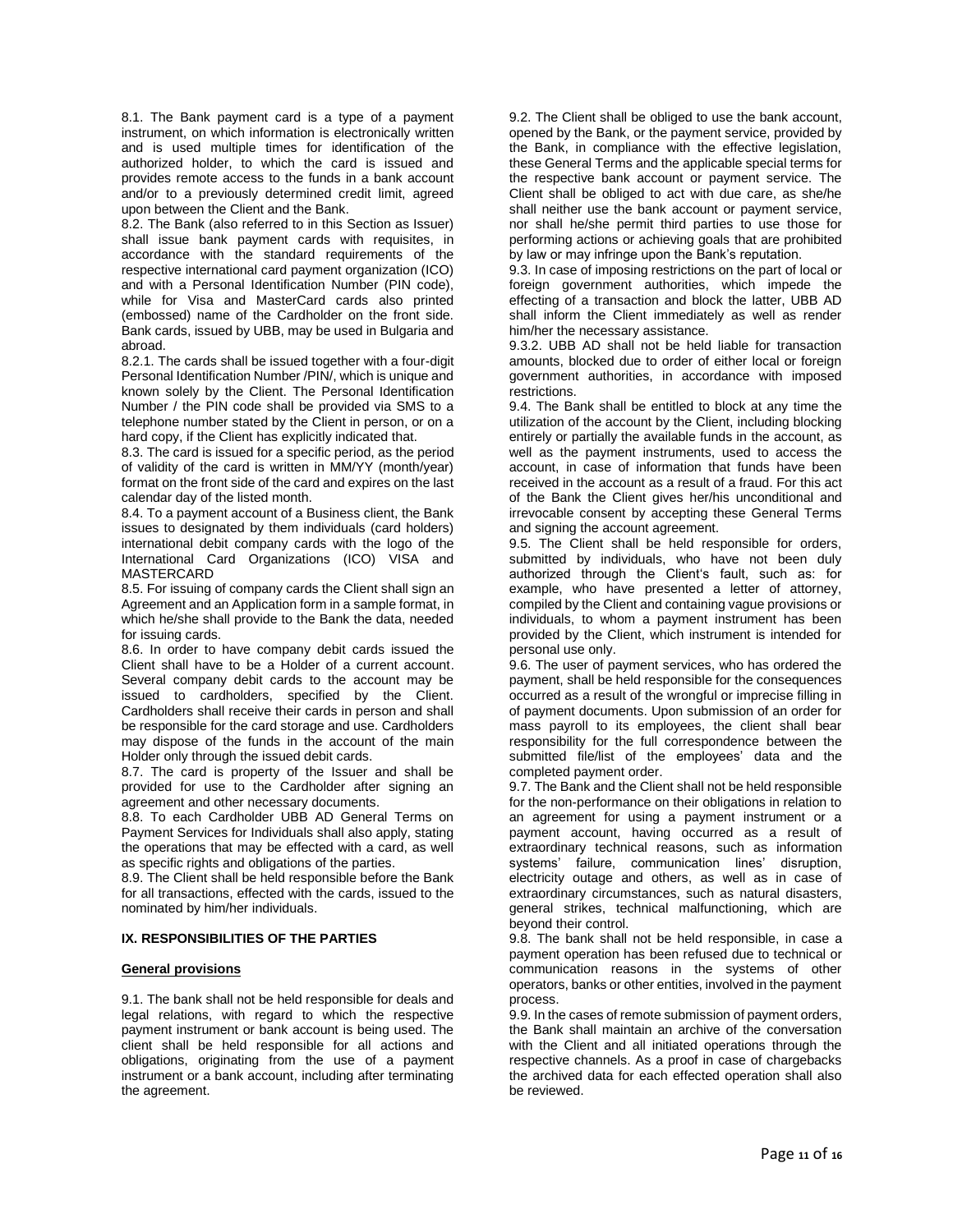8.1. The Bank payment card is a type of a payment instrument, on which information is electronically written and is used multiple times for identification of the authorized holder, to which the card is issued and provides remote access to the funds in a bank account and/or to a previously determined credit limit, agreed upon between the Client and the Bank.

8.2. The Bank (also referred to in this Section as Issuer) shall issue bank payment cards with requisites, in accordance with the standard requirements of the respective international card payment organization (ICO) and with a Personal Identification Number (PIN code), while for Visa and MasterCard cards also printed (embossed) name of the Cardholder on the front side. Bank cards, issued by UBB, may be used in Bulgaria and abroad.

8.2.1. The cards shall be issued together with a four-digit Personal Identification Number /PIN/, which is unique and known solely by the Client. The Personal Identification Number / the PIN code shall be provided via SMS to a telephone number stated by the Client in person, or on a hard copy, if the Client has explicitly indicated that.

8.3. The card is issued for a specific period, as the period of validity of the card is written in MM/YY (month/year) format on the front side of the card and expires on the last calendar day of the listed month.

8.4. To a payment account of a Business client, the Bank issues to designated by them individuals (card holders) international debit company cards with the logo of the International Card Organizations (ICO) VISA and MASTERCARD

8.5. For issuing of company cards the Client shall sign an Agreement and an Application form in a sample format, in which he/she shall provide to the Bank the data, needed for issuing cards.

8.6. In order to have company debit cards issued the Client shall have to be a Holder of a current account. Several company debit cards to the account may be issued to cardholders, specified by the Client. Cardholders shall receive their cards in person and shall be responsible for the card storage and use. Cardholders may dispose of the funds in the account of the main Holder only through the issued debit cards.

8.7. The card is property of the Issuer and shall be provided for use to the Cardholder after signing an agreement and other necessary documents.

8.8. To each Cardholder UBB AD General Terms on Payment Services for Individuals shall also apply, stating the operations that may be effected with a card, as well as specific rights and obligations of the parties.

8.9. The Client shall be held responsible before the Bank for all transactions, effected with the cards, issued to the nominated by him/her individuals.

## IX. RESPONSIBILITIES OF THE PARTIES

### General provisions

9.1. The bank shall not be held responsible for deals and legal relations, with regard to which the respective payment instrument or bank account is being used. The client shall be held responsible for all actions and obligations, originating from the use of a payment instrument or a bank account, including after terminating the agreement.

9.2. The Client shall be obliged to use the bank account, opened by the Bank, or the payment service, provided by the Bank, in compliance with the effective legislation, these General Terms and the applicable special terms for the respective bank account or payment service. The Client shall be obliged to act with due care, as she/he shall neither use the bank account or payment service, nor shall he/she permit third parties to use those for performing actions or achieving goals that are prohibited by law or may infringe upon the Bank's reputation.

9.3. In case of imposing restrictions on the part of local or foreign government authorities, which impede the effecting of a transaction and block the latter, UBB AD shall inform the Client immediately as well as render him/her the necessary assistance.

9.3.2. UBB AD shall not be held liable for transaction amounts, blocked due to order of either local or foreign government authorities, in accordance with imposed restrictions.

9.4. The Bank shall be entitled to block at any time the utilization of the account by the Client, including blocking entirely or partially the available funds in the account, as well as the payment instruments, used to access the account, in case of information that funds have been received in the account as a result of a fraud. For this act of the Bank the Client gives her/his unconditional and irrevocable consent by accepting these General Terms and signing the account agreement.

9.5. The Client shall be held responsible for orders, submitted by individuals, who have not been duly authorized through the Client's fault, such as: for example, who have presented a letter of attorney, compiled by the Client and containing vague provisions or individuals, to whom a payment instrument has been provided by the Client, which instrument is intended for personal use only.

9.6. The user of payment services, who has ordered the payment, shall be held responsible for the consequences occurred as a result of the wrongful or imprecise filling in of payment documents. Upon submission of an order for mass payroll to its employees, the client shall bear responsibility for the full correspondence between the submitted file/list of the employees' data and the completed payment order.

9.7. The Bank and the Client shall not be held responsible for the non-performance on their obligations in relation to an agreement for using a payment instrument or a payment account, having occurred as a result of extraordinary technical reasons, such as information systems' failure, communication lines' disruption, electricity outage and others, as well as in case of extraordinary circumstances, such as natural disasters, general strikes, technical malfunctioning, which are beyond their control.

9.8. The bank shall not be held responsible, in case a payment operation has been refused due to technical or communication reasons in the systems of other operators, banks or other entities, involved in the payment process.

9.9. In the cases of remote submission of payment orders, the Bank shall maintain an archive of the conversation with the Client and all initiated operations through the respective channels. As a proof in case of chargebacks the archived data for each effected operation shall also be reviewed.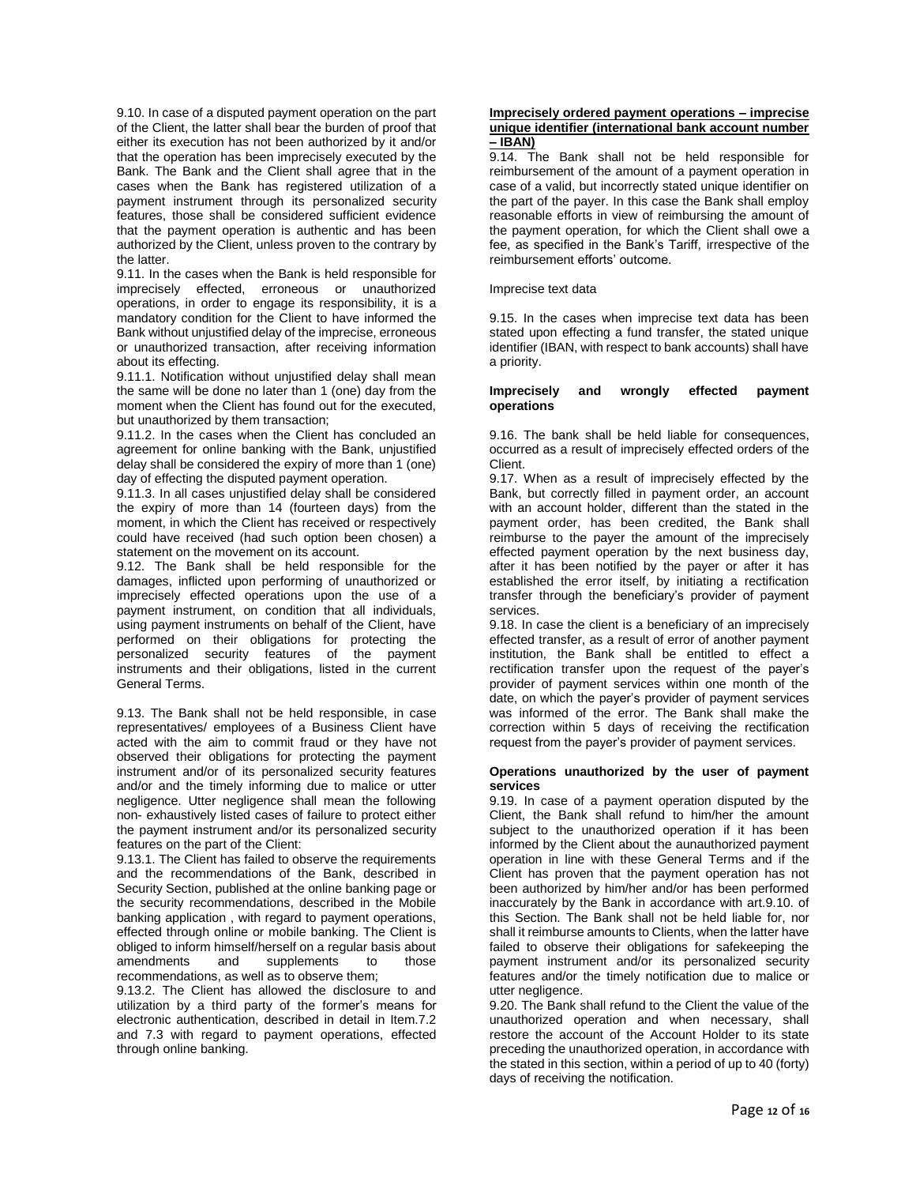9.10. In case of a disputed payment operation on the part of the Client, the latter shall bear the burden of proof that either its execution has not been authorized by it and/or that the operation has been imprecisely executed by the Bank. The Bank and the Client shall agree that in the cases when the Bank has registered utilization of a payment instrument through its personalized security features, those shall be considered sufficient evidence that the payment operation is authentic and has been authorized by the Client, unless proven to the contrary by the latter.

9.11. In the cases when the Bank is held responsible for imprecisely effected, erroneous or unauthorized operations, in order to engage its responsibility, it is a mandatory condition for the Client to have informed the Bank without unjustified delay of the imprecise, erroneous or unauthorized transaction, after receiving information about its effecting.

9.11.1. Notification without unjustified delay shall mean the same will be done no later than 1 (one) day from the moment when the Client has found out for the executed, but unauthorized by them transaction;

9.11.2. In the cases when the Client has concluded an agreement for online banking with the Bank, unjustified delay shall be considered the expiry of more than 1 (one) day of effecting the disputed payment operation.

9.11.3. In all cases unjustified delay shall be considered the expiry of more than 14 (fourteen days) from the moment, in which the Client has received or respectively could have received (had such option been chosen) a statement on the movement on its account.

9.12. The Bank shall be held responsible for the damages, inflicted upon performing of unauthorized or imprecisely effected operations upon the use of a payment instrument, on condition that all individuals, using payment instruments on behalf of the Client, have performed on their obligations for protecting the personalized security features of the payment instruments and their obligations, listed in the current General Terms.

9.13. The Bank shall not be held responsible, in case representatives/ employees of a Business Client have acted with the aim to commit fraud or they have not observed their obligations for protecting the payment instrument and/or of its personalized security features and/or and the timely informing due to malice or utter negligence. Utter negligence shall mean the following non- exhaustively listed cases of failure to protect either the payment instrument and/or its personalized security features on the part of the Client:

9.13.1. The Client has failed to observe the requirements and the recommendations of the Bank, described in Security Section, published at the online banking page or the security recommendations, described in the Mobile banking application , with regard to payment operations, effected through online or mobile banking. The Client is obliged to inform himself/herself on a regular basis about amendments and supplements to those recommendations, as well as to observe them;

9.13.2. The Client has allowed the disclosure to and utilization by a third party of the former's means for electronic authentication, described in detail in Item.7.2 and 7.3 with regard to payment operations, effected through online banking.

**Imprecisely ordered payment operations – imprecise unique identifier (international bank account number – IBAN)**

9.14. The Bank shall not be held responsible for reimbursement of the amount of a payment operation in case of a valid, but incorrectly stated unique identifier on the part of the payer. In this case the Bank shall employ reasonable efforts in view of reimbursing the amount of the payment operation, for which the Client shall owe a fee, as specified in the Bank's Tariff, irrespective of the reimbursement efforts' outcome.

Imprecise text data

9.15. In the cases when imprecise text data has been stated upon effecting a fund transfer, the stated unique identifier (IBAN, with respect to bank accounts) shall have a priority.

**Imprecisely and wrongly effected payment operations**

9.16. The bank shall be held liable for consequences, occurred as a result of imprecisely effected orders of the Client.

9.17. When as a result of imprecisely effected by the Bank, but correctly filled in payment order, an account with an account holder, different than the stated in the payment order, has been credited, the Bank shall reimburse to the payer the amount of the imprecisely effected payment operation by the next business day, after it has been notified by the payer or after it has established the error itself, by initiating a rectification transfer through the beneficiary's provider of payment services.

9.18. In case the client is a beneficiary of an imprecisely effected transfer, as a result of error of another payment institution, the Bank shall be entitled to effect a rectification transfer upon the request of the payer's provider of payment services within one month of the date, on which the payer's provider of payment services was informed of the error. The Bank shall make the correction within 5 days of receiving the rectification request from the payer's provider of payment services.

**Operations unauthorized by the user of payment services**

9.19. In case of a payment operation disputed by the Client, the Bank shall refund to him/her the amount subject to the unauthorized operation if it has been informed by the Client about the aunauthorized payment operation in line with these General Terms and if the Client has proven that the payment operation has not been authorized by him/her and/or has been performed inaccurately by the Bank in accordance with art.9.10. of this Section. The Bank shall not be held liable for, nor shall it reimburse amounts to Clients, when the latter have failed to observe their obligations for safekeeping the payment instrument and/or its personalized security features and/or the timely notification due to malice or utter negligence.

9.20. The Bank shall refund to the Client the value of the unauthorized operation and when necessary, shall restore the account of the Account Holder to its state preceding the unauthorized operation, in accordance with the stated in this section, within a period of up to 40 (forty) days of receiving the notification.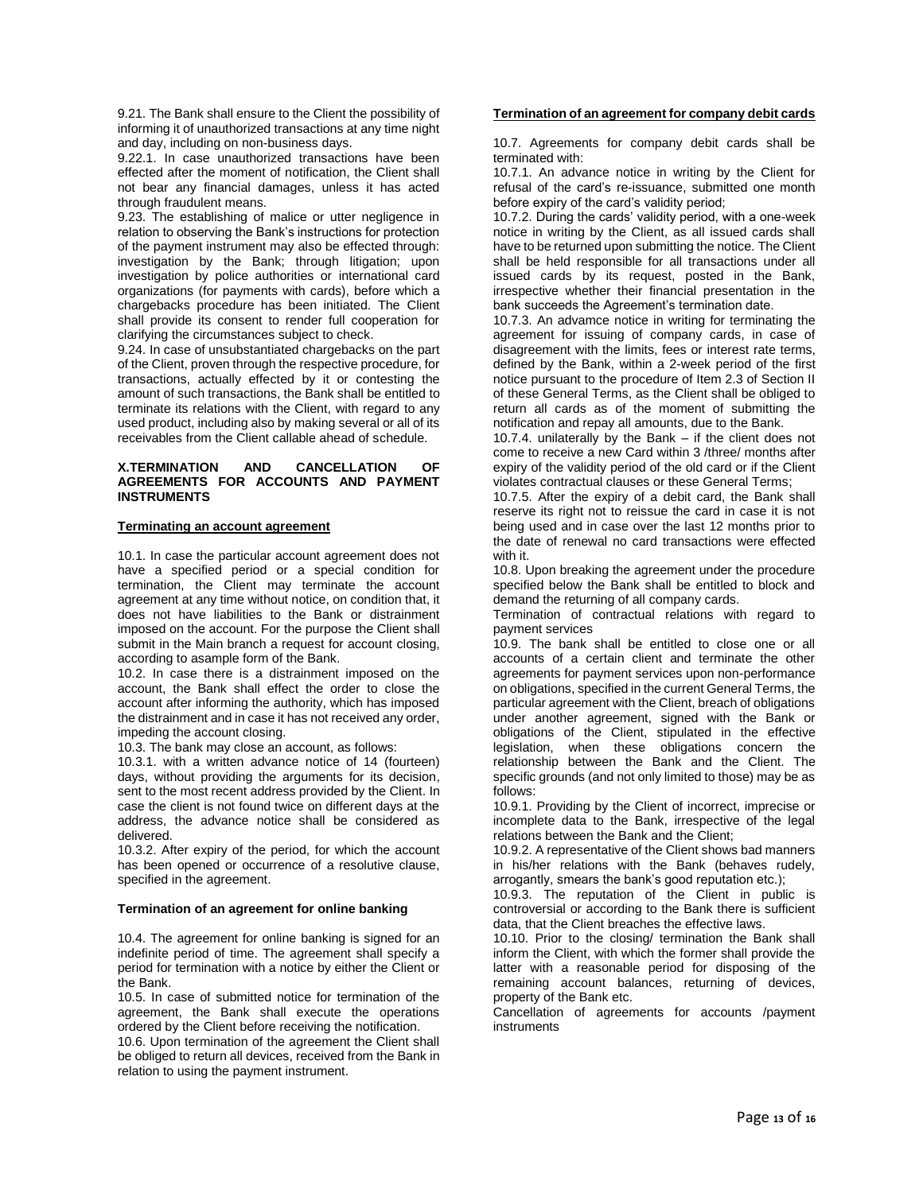9.21. The Bank shall ensure to the Client the possibility of informing it of unauthorized transactions at any time night and day, including on non-business days.

9.22.1. In case unauthorized transactions have been effected after the moment of notification, the Client shall not bear any financial damages, unless it has acted through fraudulent means.

9.23. The establishing of malice or utter negligence in relation to observing the Bank's instructions for protection of the payment instrument may also be effected through: investigation by the Bank; through litigation; upon investigation by police authorities or international card organizations (for payments with cards), before which a chargebacks procedure has been initiated. The Client shall provide its consent to render full cooperation for clarifying the circumstances subject to check.

9.24. In case of unsubstantiated chargebacks on the part of the Client, proven through the respective procedure, for transactions, actually effected by it or contesting the amount of such transactions, the Bank shall be entitled to terminate its relations with the Client, with regard to any used product, including also by making several or all of its receivables from the Client callable ahead of schedule.

## X.TERMINATION AND CANCELLATION OF AGREEMENTS FOR ACCOUNTS AND PAYMENT INSTRUMENTS

### Terminating an account agreement

10.1. In case the particular account agreement does not have a specified period or a special condition for termination, the Client may terminate the account agreement at any time without notice, on condition that, it does not have liabilities to the Bank or distrainment imposed on the account. For the purpose the Client shall submit in the Main branch a request for account closing, according to asample form of the Bank.

10.2. In case there is a distrainment imposed on the account, the Bank shall effect the order to close the account after informing the authority, which has imposed the distrainment and in case it has not received any order, impeding the account closing.

10.3. The bank may close an account, as follows:

10.3.1. with a written advance notice of 14 (fourteen) days, without providing the arguments for its decision, sent to the most recent address provided by the Client. In case the client is not found twice on different days at the address, the advance notice shall be considered as delivered.

10.3.2. After expiry of the period, for which the account has been opened or occurrence of a resolutive clause, specified in the agreement.

### Termination of an agreement for online banking

10.4. The agreement for online banking is signed for an indefinite period of time. The agreement shall specify a period for termination with a notice by either the Client or the Bank.

10.5. In case of submitted notice for termination of the agreement, the Bank shall execute the operations ordered by the Client before receiving the notification.

10.6. Upon termination of the agreement the Client shall be obliged to return all devices, received from the Bank in relation to using the payment instrument.

### Termination of an agreement for company debit cards

10.7. Agreements for company debit cards shall be terminated with:

10.7.1. An advance notice in writing by the Client for refusal of the card's re-issuance, submitted one month before expiry of the card's validity period;

10.7.2. During the cards' validity period, with a one-week notice in writing by the Client, as all issued cards shall have to be returned upon submitting the notice. The Client shall be held responsible for all transactions under all issued cards by its request, posted in the Bank, irrespective whether their financial presentation in the bank succeeds the Agreement's termination date.

10.7.3. An advamce notice in writing for terminating the agreement for issuing of company cards, in case of disagreement with the limits, fees or interest rate terms, defined by the Bank, within a 2-week period of the first notice pursuant to the procedure of Item 2.3 of Section II of these General Terms, as the Client shall be obliged to return all cards as of the moment of submitting the notification and repay all amounts, due to the Bank.

10.7.4. unilaterally by the Bank – if the client does not come to receive a new Card within 3 /three/ months after expiry of the validity period of the old card or if the Client violates contractual clauses or these General Terms;

10.7.5. After the expiry of a debit card, the Bank shall reserve its right not to reissue the card in case it is not being used and in case over the last 12 months prior to the date of renewal no card transactions were effected with it.

10.8. Upon breaking the agreement under the procedure specified below the Bank shall be entitled to block and demand the returning of all company cards.

Termination of contractual relations with regard to payment services

10.9. The bank shall be entitled to close one or all accounts of a certain client and terminate the other agreements for payment services upon non-performance on obligations, specified in the current General Terms, the particular agreement with the Client, breach of obligations under another agreement, signed with the Bank or obligations of the Client, stipulated in the effective legislation, when these obligations concern the relationship between the Bank and the Client. The specific grounds (and not only limited to those) may be as follows:

10.9.1. Providing by the Client of incorrect, imprecise or incomplete data to the Bank, irrespective of the legal relations between the Bank and the Client;

10.9.2. A representative of the Client shows bad manners in his/her relations with the Bank (behaves rudely, arrogantly, smears the bank's good reputation etc.);

10.9.3. The reputation of the Client in public is controversial or according to the Bank there is sufficient data, that the Client breaches the effective laws.

10.10. Prior to the closing/ termination the Bank shall inform the Client, with which the former shall provide the latter with a reasonable period for disposing of the remaining account balances, returning of devices, property of the Bank etc.

Cancellation of agreements for accounts /payment instruments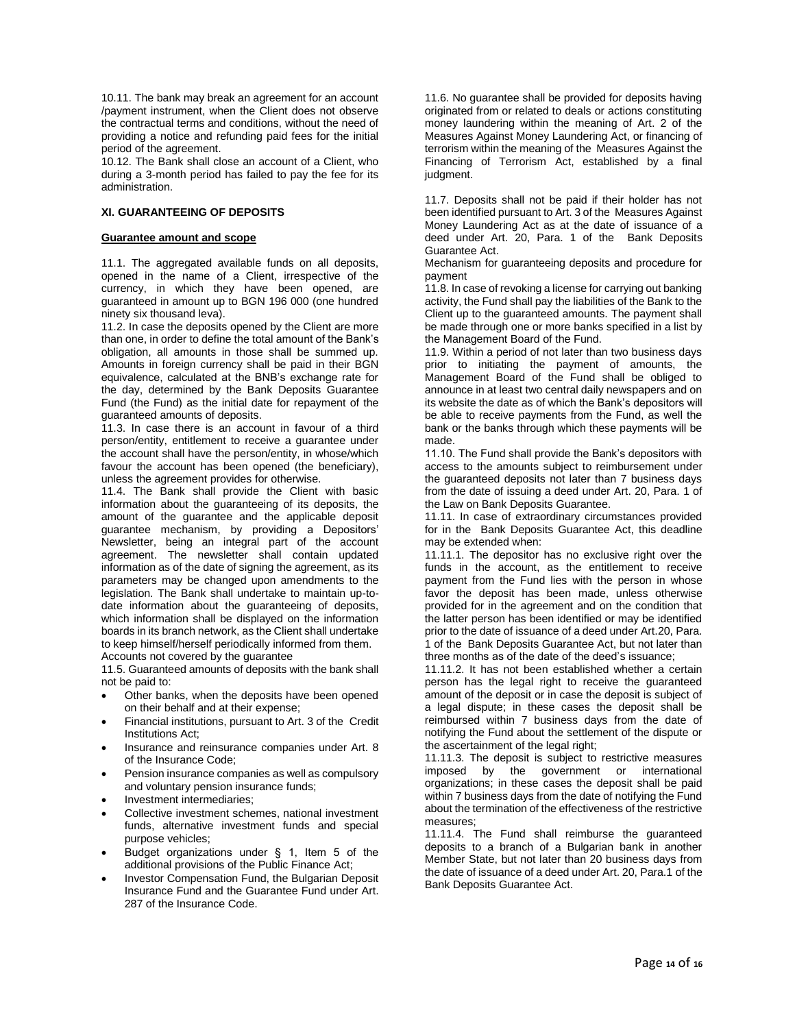10.11. The bank may break an agreement for an account /payment instrument, when the Client does not observe the contractual terms and conditions, without the need of providing a notice and refunding paid fees for the initial period of the agreement.

10.12. The Bank shall close an account of a Client, who during a 3-month period has failed to pay the fee for its administration.

### XI. GUARANTEEING OF DEPOSITS

#### Guarantee amount and scope

11.1. The aggregated available funds on all deposits, opened in the name of a Client, irrespective of the currency, in which they have been opened, are guaranteed in amount up to BGN 196 000 (one hundred ninety six thousand leva).

11.2. In case the deposits opened by the Client are more than one, in order to define the total amount of the Bank's obligation, all amounts in those shall be summed up. Amounts in foreign currency shall be paid in their BGN equivalence, calculated at the BNB's exchange rate for the day, determined by the Bank Deposits Guarantee Fund (the Fund) as the initial date for repayment of the guaranteed amounts of deposits.

11.3. In case there is an account in favour of a third person/entity, entitlement to receive a guarantee under the account shall have the person/entity, in whose/which favour the account has been opened (the beneficiary), unless the agreement provides for otherwise.

11.4. The Bank shall provide the Client with basic information about the guaranteeing of its deposits, the amount of the guarantee and the applicable deposit guarantee mechanism, by providing a Depositors' Newsletter, being an integral part of the account agreement. The newsletter shall contain updated information as of the date of signing the agreement, as its parameters may be changed upon amendments to the legislation. The Bank shall undertake to maintain up-to-date information about the guaranteeing of deposits, which information shall be displayed on the information boards in its branch network, as the Client shall undertake to keep himself/herself periodically informed from them.

Accounts not covered by the guarantee

11.5. Guaranteed amounts of deposits with the bank shall not be paid to:

- Other banks, when the deposits have been opened on their behalf and at their expense;
- Financial institutions, pursuant to Art. 3 of the Credit Institutions Act;
- Insurance and reinsurance companies under Art. 8 of the Insurance Code;
- Pension insurance companies as well as compulsory and voluntary pension insurance funds;
- Investment intermediaries;
- Collective investment schemes, national investment funds, alternative investment funds and special purpose vehicles;
- Budget organizations under § 1, Item 5 of the additional provisions of the Public Finance Act;
- Investor Compensation Fund, the Bulgarian Deposit Insurance Fund and the Guarantee Fund under Art. 287 of the Insurance Code.

11.6. No guarantee shall be provided for deposits having originated from or related to deals or actions constituting money laundering within the meaning of Art. 2 of the Measures Against Money Laundering Act, or financing of terrorism within the meaning of the Measures Against the Financing of Terrorism Act, established by a final judgment.

11.7. Deposits shall not be paid if their holder has not been identified pursuant to Art. 3 of the Measures Against Money Laundering Act as at the date of issuance of a deed under Art. 20, Para. 1 of the Bank Deposits Guarantee Act.

Mechanism for guaranteeing deposits and procedure for payment

11.8. In case of revoking a license for carrying out banking activity, the Fund shall pay the liabilities of the Bank to the Client up to the guaranteed amounts. The payment shall be made through one or more banks specified in a list by the Management Board of the Fund.

11.9. Within a period of not later than two business days prior to initiating the payment of amounts, the Management Board of the Fund shall be obliged to announce in at least two central daily newspapers and on its website the date as of which the Bank's depositors will be able to receive payments from the Fund, as well the bank or the banks through which these payments will be made.

11.10. The Fund shall provide the Bank's depositors with access to the amounts subject to reimbursement under the guaranteed deposits not later than 7 business days from the date of issuing a deed under Art. 20, Para. 1 of the Law on Bank Deposits Guarantee.

11.11. In case of extraordinary circumstances provided for in the Bank Deposits Guarantee Act, this deadline may be extended when:

11.11.1. The depositor has no exclusive right over the funds in the account, as the entitlement to receive payment from the Fund lies with the person in whose favor the deposit has been made, unless otherwise provided for in the agreement and on the condition that the latter person has been identified or may be identified prior to the date of issuance of a deed under Art.20, Para. 1 of the Bank Deposits Guarantee Act, but not later than three months as of the date of the deed's issuance;

11.11.2. It has not been established whether a certain person has the legal right to receive the guaranteed amount of the deposit or in case the deposit is subject of a legal dispute; in these cases the deposit shall be reimbursed within 7 business days from the date of notifying the Fund about the settlement of the dispute or the ascertainment of the legal right;

11.11.3. The deposit is subject to restrictive measures imposed by the government or international organizations; in these cases the deposit shall be paid within 7 business days from the date of notifying the Fund about the termination of the effectiveness of the restrictive measures;

11.11.4. The Fund shall reimburse the guaranteed deposits to a branch of a Bulgarian bank in another Member State, but not later than 20 business days from the date of issuance of a deed under Art. 20, Para.1 of the Bank Deposits Guarantee Act.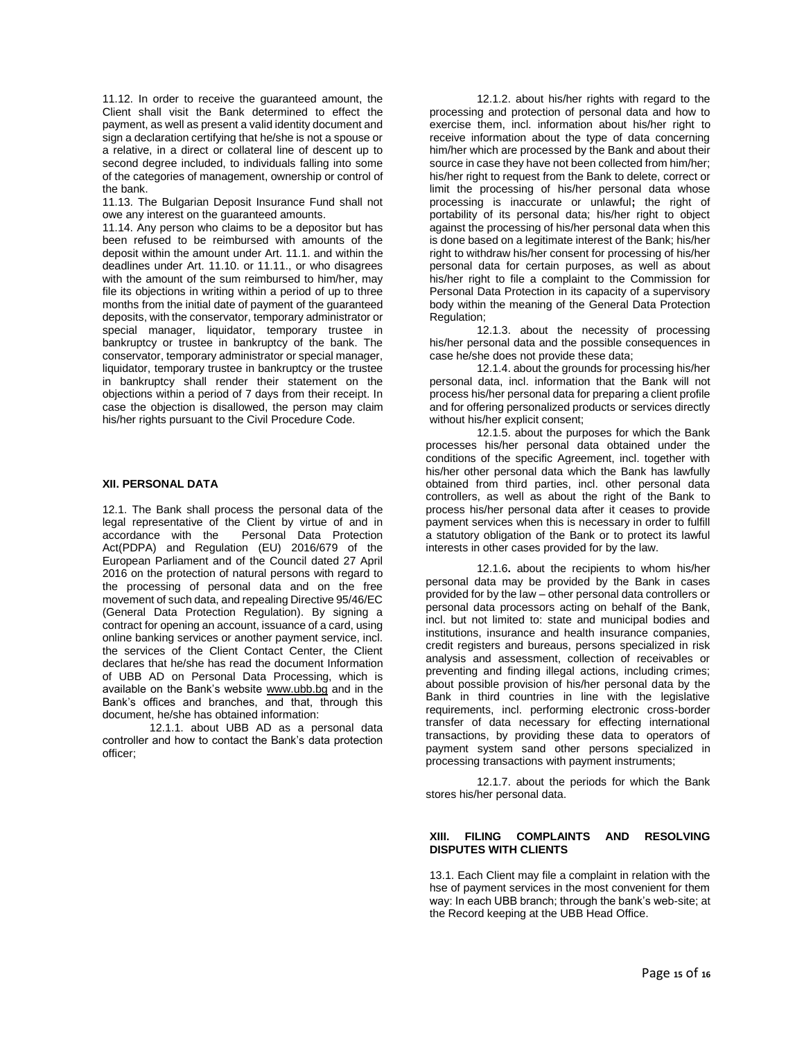11.12. In order to receive the guaranteed amount, the Client shall visit the Bank determined to effect the payment, as well as present a valid identity document and sign a declaration certifying that he/she is not a spouse or a relative, in a direct or collateral line of descent up to second degree included, to individuals falling into some of the categories of management, ownership or control of the bank.

11.13. The Bulgarian Deposit Insurance Fund shall not owe any interest on the guaranteed amounts.

11.14. Any person who claims to be a depositor but has been refused to be reimbursed with amounts of the deposit within the amount under Art. 11.1. and within the deadlines under Art. 11.10. or 11.11., or who disagrees with the amount of the sum reimbursed to him/her, may file its objections in writing within a period of up to three months from the initial date of payment of the guaranteed deposits, with the conservator, temporary administrator or special manager, liquidator, temporary trustee in bankruptcy or trustee in bankruptcy of the bank. The conservator, temporary administrator or special manager, liquidator, temporary trustee in bankruptcy or the trustee in bankruptcy shall render their statement on the objections within a period of 7 days from their receipt. In case the objection is disallowed, the person may claim his/her rights pursuant to the Civil Procedure Code.

### XII. PERSONAL DATA

12.1. The Bank shall process the personal data of the legal representative of the Client by virtue of and in accordance with the Personal Data Protection Act(PDPA) and Regulation (EU) 2016/679 of the European Parliament and of the Council dated 27 April 2016 on the protection of natural persons with regard to the processing of personal data and on the free movement of such data, and repealing Directive 95/46/EC (General Data Protection Regulation). By signing a contract for opening an account, issuance of a card, using online banking services or another payment service, incl. the services of the Client Contact Center, the Client declares that he/she has read the document Information of UBB AD on Personal Data Processing, which is available on the Bank's website www.ubb.bg and in the Bank's offices and branches, and that, through this document, he/she has obtained information:

12.1.1. about UBB AD as a personal data controller and how to contact the Bank's data protection officer;

12.1.2. about his/her rights with regard to the processing and protection of personal data and how to exercise them, incl. information about his/her right to receive information about the type of data concerning him/her which are processed by the Bank and about their source in case they have not been collected from him/her; his/her right to request from the Bank to delete, correct or limit the processing of his/her personal data whose processing is inaccurate or unlawful**;** the right of portability of its personal data; his/her right to object against the processing of his/her personal data when this is done based on a legitimate interest of the Bank; his/her right to withdraw his/her consent for processing of his/her personal data for certain purposes, as well as about his/her right to file a complaint to the Commission for Personal Data Protection in its capacity of a supervisory body within the meaning of the General Data Protection Regulation;

12.1.3. about the necessity of processing his/her personal data and the possible consequences in case he/she does not provide these data;

12.1.4. about the grounds for processing his/her personal data, incl. information that the Bank will not process his/her personal data for preparing a client profile and for offering personalized products or services directly without his/her explicit consent;

12.1.5. about the purposes for which the Bank processes his/her personal data obtained under the conditions of the specific Agreement, incl. together with his/her other personal data which the Bank has lawfully obtained from third parties, incl. other personal data controllers, as well as about the right of the Bank to process his/her personal data after it ceases to provide payment services when this is necessary in order to fulfill a statutory obligation of the Bank or to protect its lawful interests in other cases provided for by the law.

12.1.6**.** about the recipients to whom his/her personal data may be provided by the Bank in cases provided for by the law – other personal data controllers or personal data processors acting on behalf of the Bank, incl. but not limited to: state and municipal bodies and institutions, insurance and health insurance companies, credit registers and bureaus, persons specialized in risk analysis and assessment, collection of receivables or preventing and finding illegal actions, including crimes; about possible provision of his/her personal data by the Bank in third countries in line with the legislative requirements, incl. performing electronic cross-border transfer of data necessary for effecting international transactions, by providing these data to operators of payment system sand other persons specialized in processing transactions with payment instruments;

12.1.7. about the periods for which the Bank stores his/her personal data.

### XIII. FILING COMPLAINTS AND RESOLVING DISPUTES WITH CLIENTS

13.1. Each Client may file a complaint in relation with the hse of payment services in the most convenient for them way: In each UBB branch; through the bank's web-site; at the Record keeping at the UBB Head Office.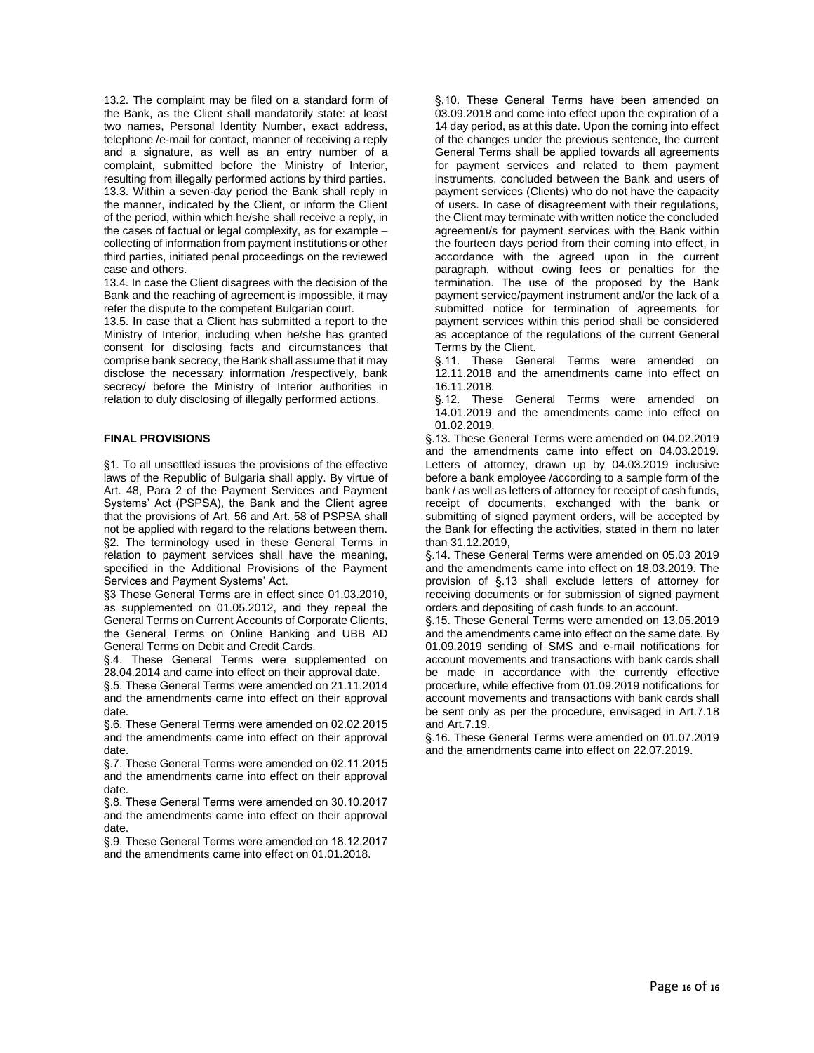13.2. The complaint may be filed on a standard form of the Bank, as the Client shall mandatorily state: at least two names, Personal Identity Number, exact address, telephone /e-mail for contact, manner of receiving a reply and a signature, as well as an entry number of a complaint, submitted before the Ministry of Interior, resulting from illegally performed actions by third parties.

13.3. Within a seven-day period the Bank shall reply in the manner, indicated by the Client, or inform the Client of the period, within which he/she shall receive a reply, in the cases of factual or legal complexity, as for example – collecting of information from payment institutions or other third parties, initiated penal proceedings on the reviewed case and others.

13.4. In case the Client disagrees with the decision of the Bank and the reaching of agreement is impossible, it may refer the dispute to the competent Bulgarian court.

13.5. In case that a Client has submitted a report to the Ministry of Interior, including when he/she has granted consent for disclosing facts and circumstances that comprise bank secrecy, the Bank shall assume that it may disclose the necessary information /respectively, bank secrecy/ before the Ministry of Interior authorities in relation to duly disclosing of illegally performed actions.

**FINAL PROVISIONS**

§1. To all unsettled issues the provisions of the effective laws of the Republic of Bulgaria shall apply. By virtue of Art. 48, Para 2 of the Payment Services and Payment Systems' Act (PSPSA), the Bank and the Client agree that the provisions of Art. 56 and Art. 58 of PSPSA shall not be applied with regard to the relations between them.

§2. The terminology used in these General Terms in relation to payment services shall have the meaning, specified in the Additional Provisions of the Payment Services and Payment Systems' Act.

§3 These General Terms are in effect since 01.03.2010, as supplemented on 01.05.2012, and they repeal the General Terms on Current Accounts of Corporate Clients, the General Terms on Online Banking and UBB AD General Terms on Debit and Credit Cards.

§.4. These General Terms were supplemented on 28.04.2014 and came into effect on their approval date.

§.5. These General Terms were amended on 21.11.2014 and the amendments came into effect on their approval date.

§.6. These General Terms were amended on 02.02.2015 and the amendments came into effect on their approval date.

§.7. These General Terms were amended on 02.11.2015 and the amendments came into effect on their approval date.

§.8. These General Terms were amended on 30.10.2017 and the amendments came into effect on their approval date.

§.9. These General Terms were amended on 18.12.2017 and the amendments came into effect on 01.01.2018.

§.10. These General Terms have been amended on 03.09.2018 and come into effect upon the expiration of a 14 day period, as at this date. Upon the coming into effect of the changes under the previous sentence, the current General Terms shall be applied towards all agreements for payment services and related to them payment instruments, concluded between the Bank and users of payment services (Clients) who do not have the capacity of users. In case of disagreement with their regulations, the Client may terminate with written notice the concluded agreement/s for payment services with the Bank within the fourteen days period from their coming into effect, in accordance with the agreed upon in the current paragraph, without owing fees or penalties for the termination. The use of the proposed by the Bank payment service/payment instrument and/or the lack of a submitted notice for termination of agreements for payment services within this period shall be considered as acceptance of the regulations of the current General Terms by the Client.

§.11. These General Terms were amended on 12.11.2018 and the amendments came into effect on 16.11.2018.

§.12. These General Terms were amended on 14.01.2019 and the amendments came into effect on 01.02.2019.

§.13. These General Terms were amended on 04.02.2019 and the amendments came into effect on 04.03.2019. Letters of attorney, drawn up by 04.03.2019 inclusive before a bank employee /according to a sample form of the bank / as well as letters of attorney for receipt of cash funds, receipt of documents, exchanged with the bank or submitting of signed payment orders, will be accepted by the Bank for effecting the activities, stated in them no later than 31.12.2019,

§.14. These General Terms were amended on 05.03 2019 and the amendments came into effect on 18.03.2019. The provision of §.13 shall exclude letters of attorney for receiving documents or for submission of signed payment orders and depositing of cash funds to an account.

§.15. These General Terms were amended on 13.05.2019 and the amendments came into effect on the same date. By 01.09.2019 sending of SMS and e-mail notifications for account movements and transactions with bank cards shall be made in accordance with the currently effective procedure, while effective from 01.09.2019 notifications for account movements and transactions with bank cards shall be sent only as per the procedure, envisaged in Art.7.18 and Art.7.19.

§.16. These General Terms were amended on 01.07.2019 and the amendments came into effect on 22.07.2019.